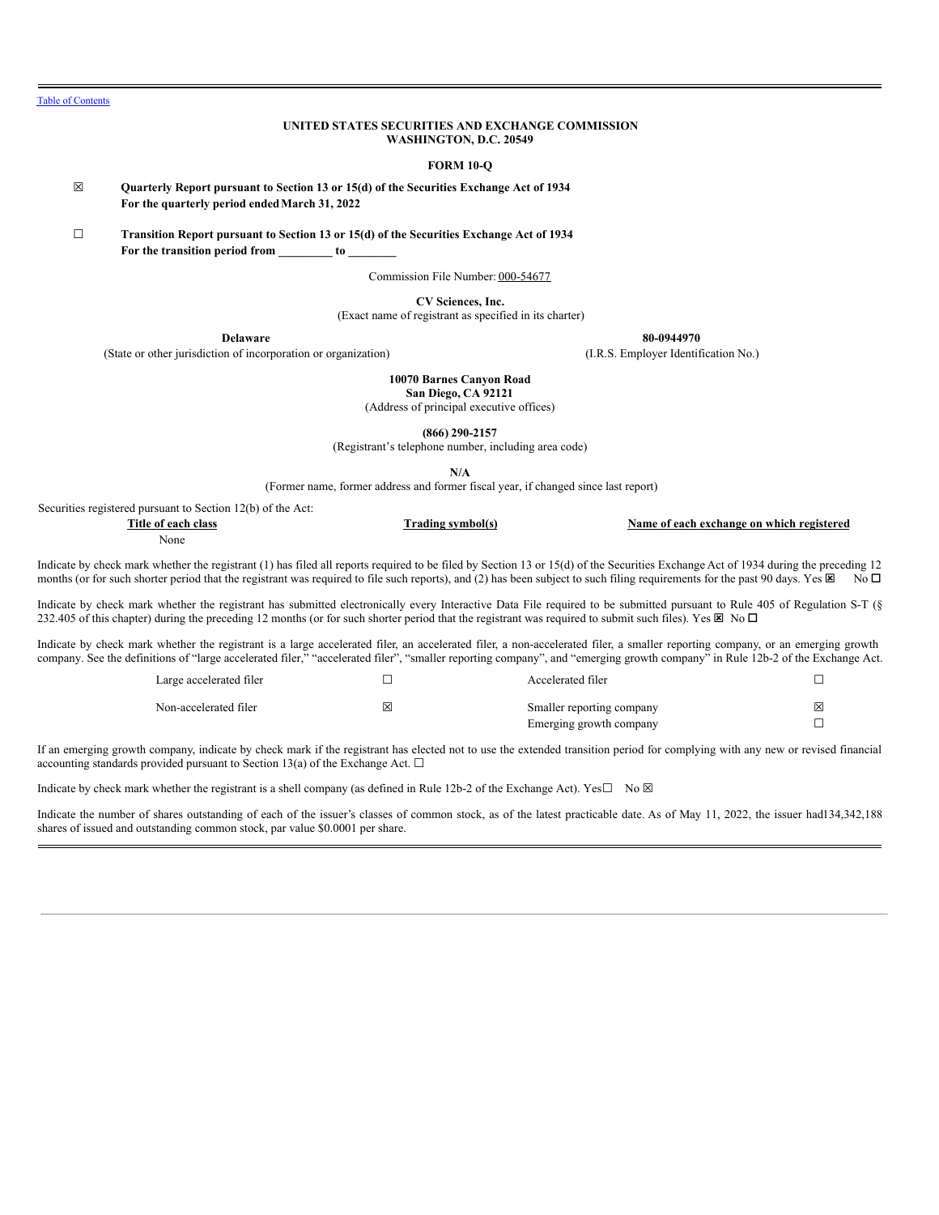Table of Contents

**UNITED STATES SECURITIES AND EXCHANGE COMMISSION**
**WASHINGTON, D.C. 20549**

**FORM 10-Q**

☒ **Quarterly Report pursuant to Section 13 or 15(d) of the Securities Exchange Act of 1934**
**For the quarterly period ended March 31, 2022**

☐ **Transition Report pursuant to Section 13 or 15(d) of the Securities Exchange Act of 1934**
**For the transition period from _________ to ________**

Commission File Number: 000-54677

**CV Sciences, Inc.**
(Exact name of registrant as specified in its charter)

| **Delaware** | **80-0944970** |
|---|---|
| (State or other jurisdiction of incorporation or organization) | (I.R.S. Employer Identification No.) |

**10070 Barnes Canyon Road**
**San Diego, CA 92121**
(Address of principal executive offices)

**(866) 290-2157**
(Registrant's telephone number, including area code)

**N/A**
(Former name, former address and former fiscal year, if changed since last report)

Securities registered pursuant to Section 12(b) of the Act:

| Title of each class | Trading symbol(s) | Name of each exchange on which registered |
|---|---|---|
| None | | |

Indicate by check mark whether the registrant (1) has filed all reports required to be filed by Section 13 or 15(d) of the Securities Exchange Act of 1934 during the preceding 12 months (or for such shorter period that the registrant was required to file such reports), and (2) has been subject to such filing requirements for the past 90 days. Yes ☒ No ☐

Indicate by check mark whether the registrant has submitted electronically every Interactive Data File required to be submitted pursuant to Rule 405 of Regulation S-T (§ 232.405 of this chapter) during the preceding 12 months (or for such shorter period that the registrant was required to submit such files). Yes ☒ No ☐

Indicate by check mark whether the registrant is a large accelerated filer, an accelerated filer, a non-accelerated filer, a smaller reporting company, or an emerging growth company. See the definitions of "large accelerated filer," "accelerated filer", "smaller reporting company", and "emerging growth company" in Rule 12b-2 of the Exchange Act.

| | | | |
|---|---|---|---|
| Large accelerated filer | ☐ | Accelerated filer | ☐ |
| Non-accelerated filer | ☒ | Smaller reporting company | ☒ |
| | | Emerging growth company | ☐ |

If an emerging growth company, indicate by check mark if the registrant has elected not to use the extended transition period for complying with any new or revised financial accounting standards provided pursuant to Section 13(a) of the Exchange Act. ☐

Indicate by check mark whether the registrant is a shell company (as defined in Rule 12b-2 of the Exchange Act). Yes☐ No ☒

Indicate the number of shares outstanding of each of the issuer's classes of common stock, as of the latest practicable date. As of May 11, 2022, the issuer had134,342,188 shares of issued and outstanding common stock, par value $0.0001 per share.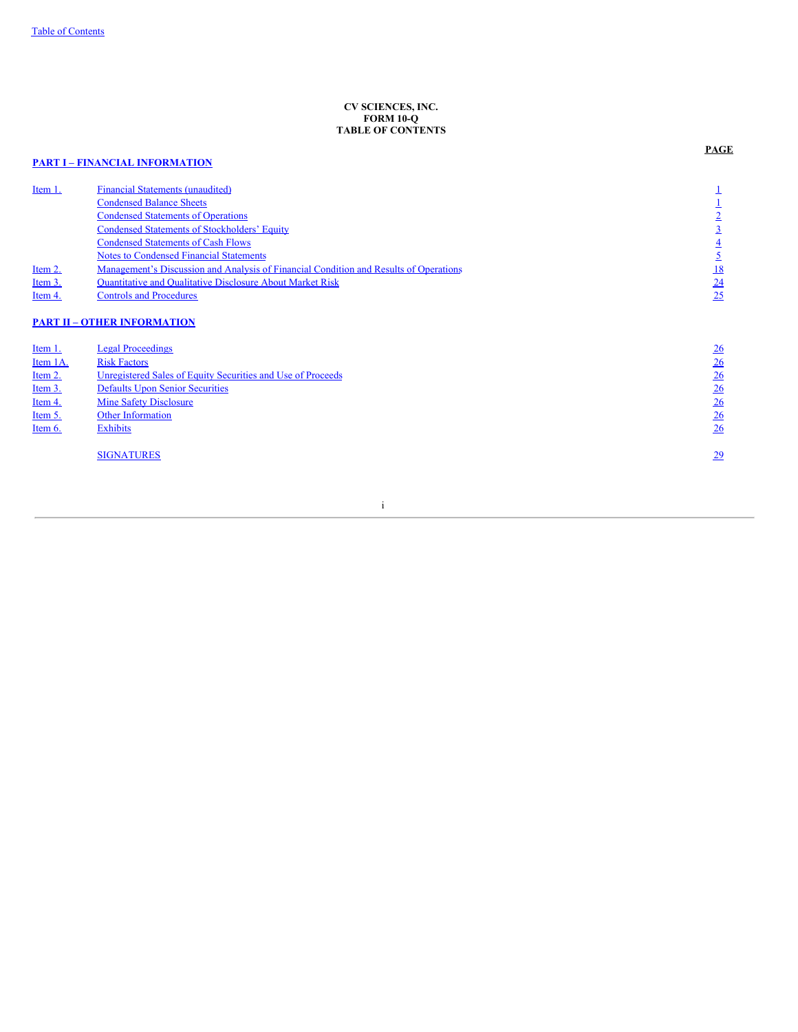**CV SCIENCES, INC.**
**FORM 10-Q**
**TABLE OF CONTENTS**

| | | PAGE |
|---|---|---|
| **PART I – FINANCIAL INFORMATION** | | |
| Item 1. | Financial Statements (unaudited) | 1 |
| | Condensed Balance Sheets | 1 |
| | Condensed Statements of Operations | 2 |
| | Condensed Statements of Stockholders' Equity | 3 |
| | Condensed Statements of Cash Flows | 4 |
| | Notes to Condensed Financial Statements | 5 |
| Item 2. | Management's Discussion and Analysis of Financial Condition and Results of Operations | 18 |
| Item 3. | Quantitative and Qualitative Disclosure About Market Risk | 24 |
| Item 4. | Controls and Procedures | 25 |
| **PART II – OTHER INFORMATION** | | |
| Item 1. | Legal Proceedings | 26 |
| Item 1A. | Risk Factors | 26 |
| Item 2. | Unregistered Sales of Equity Securities and Use of Proceeds | 26 |
| Item 3. | Defaults Upon Senior Securities | 26 |
| Item 4. | Mine Safety Disclosure | 26 |
| Item 5. | Other Information | 26 |
| Item 6. | Exhibits | 26 |
| | SIGNATURES | 29 |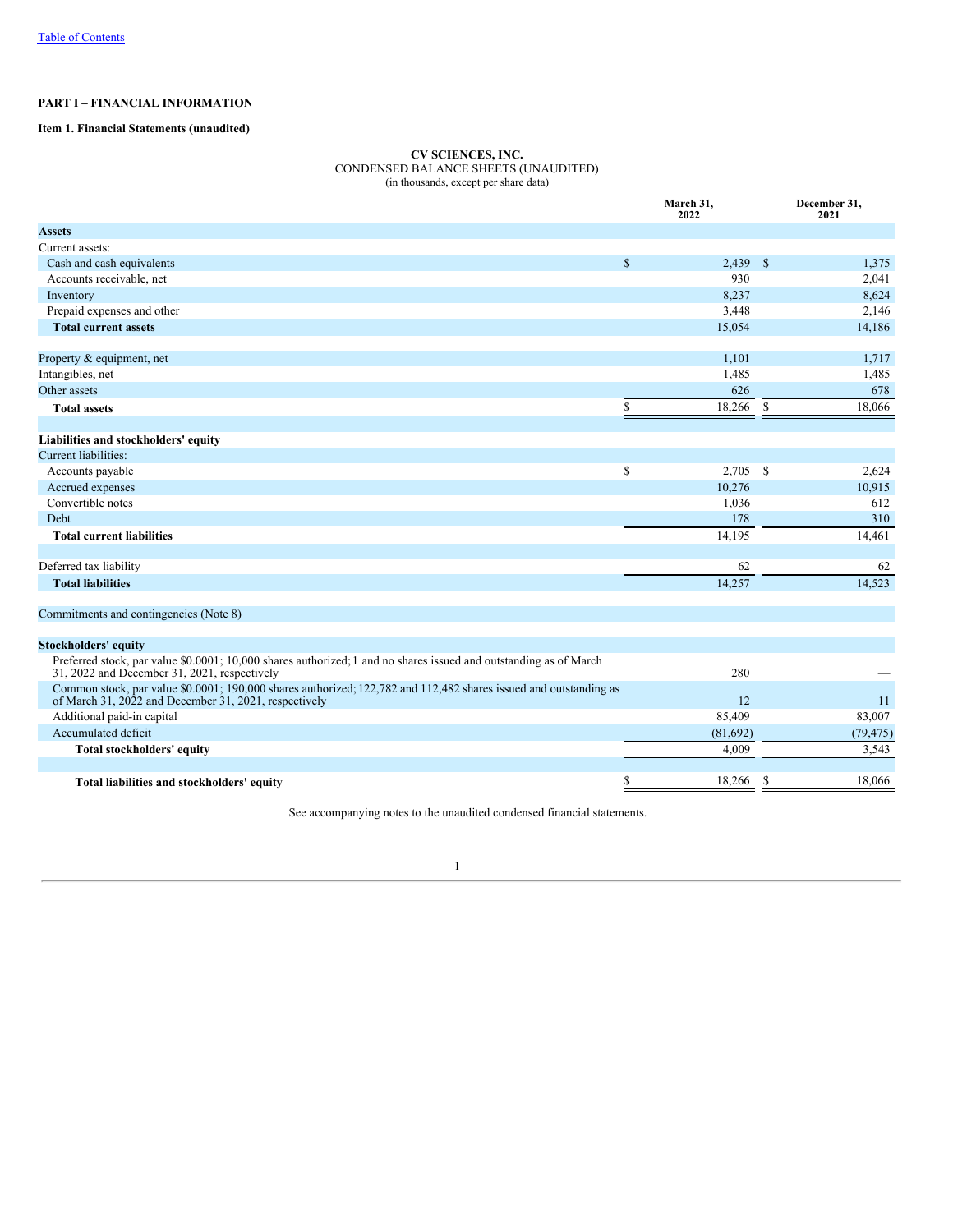## PART I – FINANCIAL INFORMATION

### Item 1. Financial Statements (unaudited)

**CV SCIENCES, INC.**
CONDENSED BALANCE SHEETS (UNAUDITED)
(in thousands, except per share data)

| | March 31, 2022 | December 31, 2021 |
|---|---|---|
| **Assets** | | |
| Current assets: | | |
| Cash and cash equivalents | $ 2,439 | $ 1,375 |
| Accounts receivable, net | 930 | 2,041 |
| Inventory | 8,237 | 8,624 |
| Prepaid expenses and other | 3,448 | 2,146 |
| **Total current assets** | 15,054 | 14,186 |
| | | |
| Property & equipment, net | 1,101 | 1,717 |
| Intangibles, net | 1,485 | 1,485 |
| Other assets | 626 | 678 |
| **Total assets** | $ 18,266 | $ 18,066 |
| | | |
| **Liabilities and stockholders' equity** | | |
| Current liabilities: | | |
| Accounts payable | $ 2,705 | $ 2,624 |
| Accrued expenses | 10,276 | 10,915 |
| Convertible notes | 1,036 | 612 |
| Debt | 178 | 310 |
| **Total current liabilities** | 14,195 | 14,461 |
| | | |
| Deferred tax liability | 62 | 62 |
| **Total liabilities** | 14,257 | 14,523 |
| | | |
| Commitments and contingencies (Note 8) | | |
| | | |
| **Stockholders' equity** | | |
| Preferred stock, par value $0.0001; 10,000 shares authorized; 1 and no shares issued and outstanding as of March 31, 2022 and December 31, 2021, respectively | 280 | — |
| Common stock, par value $0.0001; 190,000 shares authorized; 122,782 and 112,482 shares issued and outstanding as of March 31, 2022 and December 31, 2021, respectively | 12 | 11 |
| Additional paid-in capital | 85,409 | 83,007 |
| Accumulated deficit | (81,692) | (79,475) |
| **Total stockholders' equity** | 4,009 | 3,543 |
| | | |
| **Total liabilities and stockholders' equity** | $ 18,266 | $ 18,066 |

See accompanying notes to the unaudited condensed financial statements.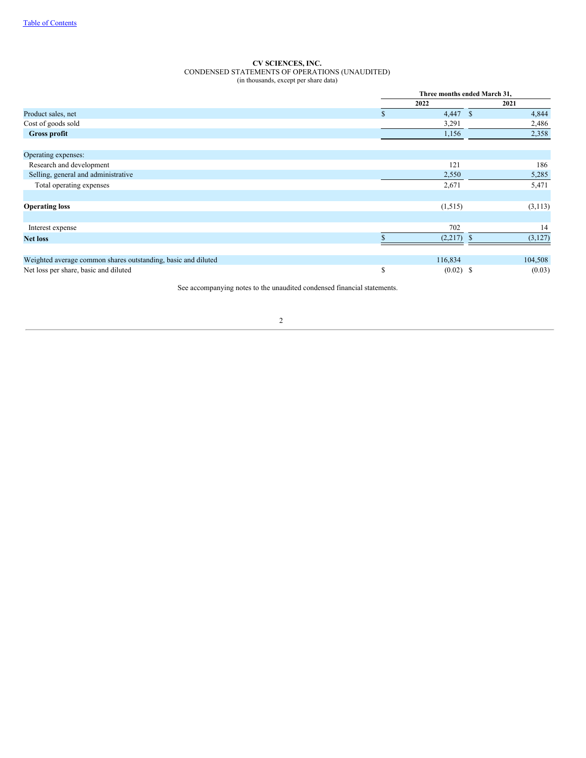Table of Contents

**CV SCIENCES, INC.**
CONDENSED STATEMENTS OF OPERATIONS (UNAUDITED)
(in thousands, except per share data)

| | Three months ended March 31, | |
|---|---|---|
| | **2022** | **2021** |
| Product sales, net | $ 4,447 | $ 4,844 |
| Cost of goods sold | 3,291 | 2,486 |
| **Gross profit** | 1,156 | 2,358 |
| | | |
| Operating expenses: | | |
| Research and development | 121 | 186 |
| Selling, general and administrative | 2,550 | 5,285 |
| Total operating expenses | 2,671 | 5,471 |
| | | |
| **Operating loss** | (1,515) | (3,113) |
| | | |
| Interest expense | 702 | 14 |
| **Net loss** | $ (2,217) | $ (3,127) |
| | | |
| Weighted average common shares outstanding, basic and diluted | 116,834 | 104,508 |
| Net loss per share, basic and diluted | $ (0.02) | $ (0.03) |

See accompanying notes to the unaudited condensed financial statements.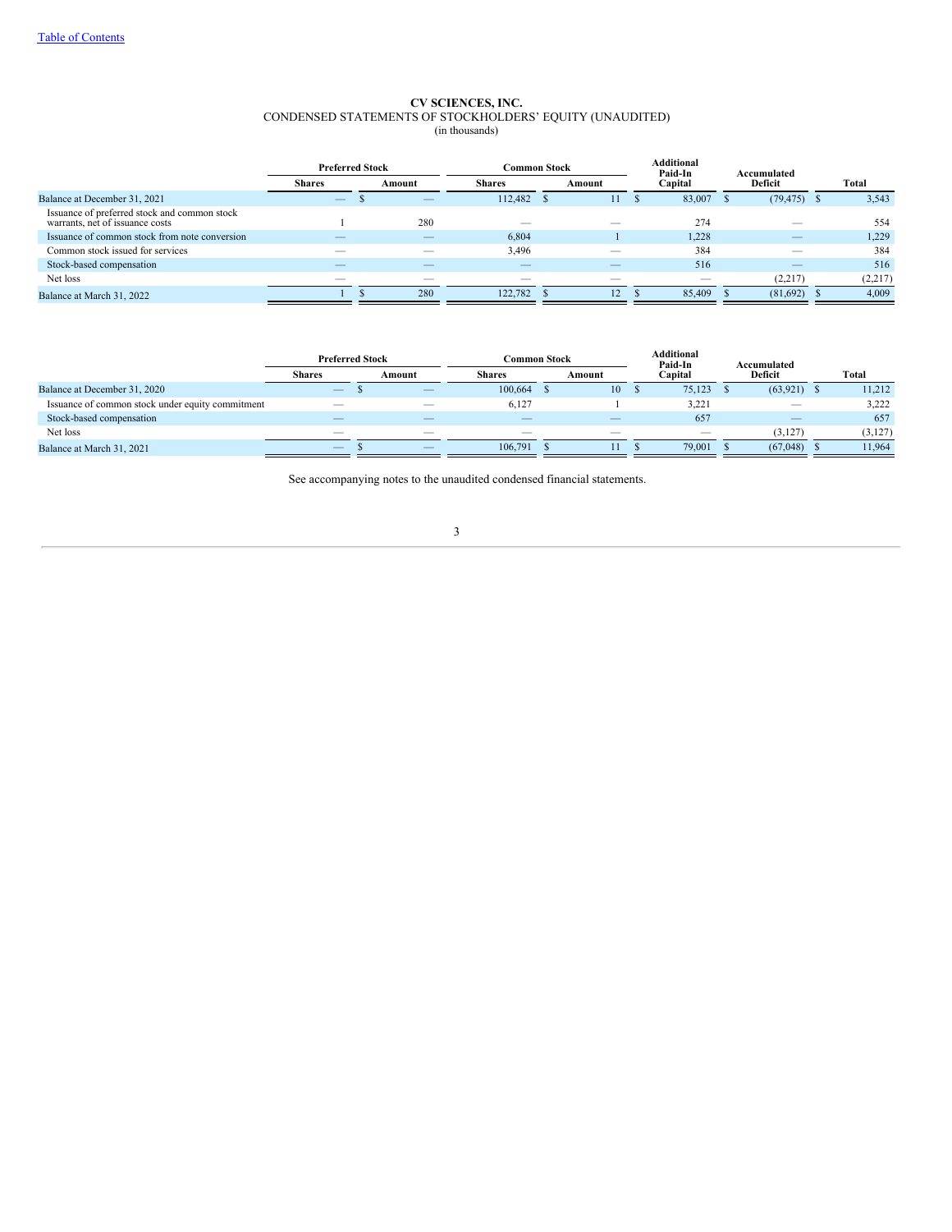[Table of Contents](#)

**CV SCIENCES, INC.**
CONDENSED STATEMENTS OF STOCKHOLDERS' EQUITY (UNAUDITED)
(in thousands)

| | Preferred Stock | | Common Stock | | Additional Paid-In Capital | Accumulated Deficit | Total |
|---|---|---|---|---|---|---|---|
| | Shares | Amount | Shares | Amount | | | |
| Balance at December 31, 2021 | — | $ — | 112,482 | $ 11 | $ 83,007 | $ (79,475) | $ 3,543 |
| Issuance of preferred stock and common stock warrants, net of issuance costs | 1 | 280 | — | — | 274 | — | 554 |
| Issuance of common stock from note conversion | — | — | 6,804 | 1 | 1,228 | — | 1,229 |
| Common stock issued for services | — | — | 3,496 | — | 384 | — | 384 |
| Stock-based compensation | — | — | — | — | 516 | — | 516 |
| Net loss | — | — | — | — | — | (2,217) | (2,217) |
| Balance at March 31, 2022 | 1 | $ 280 | 122,782 | $ 12 | $ 85,409 | $ (81,692) | $ 4,009 |

| | Preferred Stock | | Common Stock | | Additional Paid-In Capital | Accumulated Deficit | Total |
|---|---|---|---|---|---|---|---|
| | Shares | Amount | Shares | Amount | | | |
| Balance at December 31, 2020 | — | $ — | 100,664 | $ 10 | $ 75,123 | $ (63,921) | $ 11,212 |
| Issuance of common stock under equity commitment | — | — | 6,127 | 1 | 3,221 | — | 3,222 |
| Stock-based compensation | — | — | — | — | 657 | — | 657 |
| Net loss | — | — | — | — | — | (3,127) | (3,127) |
| Balance at March 31, 2021 | — | $ — | 106,791 | $ 11 | $ 79,001 | $ (67,048) | $ 11,964 |

See accompanying notes to the unaudited condensed financial statements.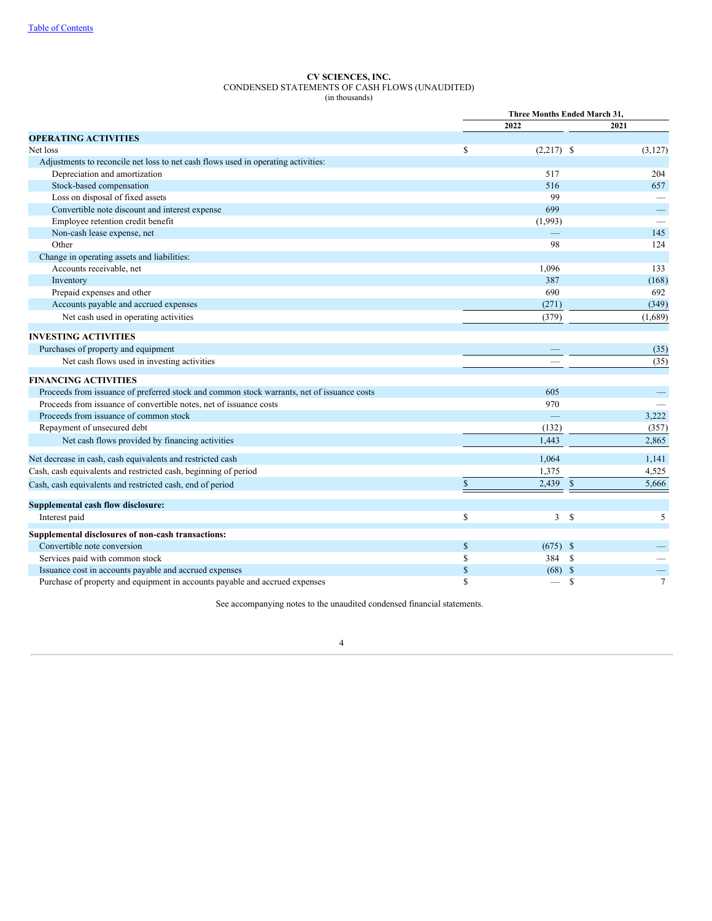**CV SCIENCES, INC.**
CONDENSED STATEMENTS OF CASH FLOWS (UNAUDITED)
(in thousands)

| | Three Months Ended March 31, | |
|---|---|---|
| | 2022 | 2021 |
| **OPERATING ACTIVITIES** | | |
| Net loss | $ (2,217) | $ (3,127) |
| Adjustments to reconcile net loss to net cash flows used in operating activities: | | |
| Depreciation and amortization | 517 | 204 |
| Stock-based compensation | 516 | 657 |
| Loss on disposal of fixed assets | 99 | — |
| Convertible note discount and interest expense | 699 | — |
| Employee retention credit benefit | (1,993) | — |
| Non-cash lease expense, net | — | 145 |
| Other | 98 | 124 |
| Change in operating assets and liabilities: | | |
| Accounts receivable, net | 1,096 | 133 |
| Inventory | 387 | (168) |
| Prepaid expenses and other | 690 | 692 |
| Accounts payable and accrued expenses | (271) | (349) |
| Net cash used in operating activities | (379) | (1,689) |
| **INVESTING ACTIVITIES** | | |
| Purchases of property and equipment | — | (35) |
| Net cash flows used in investing activities | — | (35) |
| **FINANCING ACTIVITIES** | | |
| Proceeds from issuance of preferred stock and common stock warrants, net of issuance costs | 605 | — |
| Proceeds from issuance of convertible notes, net of issuance costs | 970 | — |
| Proceeds from issuance of common stock | — | 3,222 |
| Repayment of unsecured debt | (132) | (357) |
| Net cash flows provided by financing activities | 1,443 | 2,865 |
| Net decrease in cash, cash equivalents and restricted cash | 1,064 | 1,141 |
| Cash, cash equivalents and restricted cash, beginning of period | 1,375 | 4,525 |
| Cash, cash equivalents and restricted cash, end of period | $ 2,439 | $ 5,666 |
| **Supplemental cash flow disclosure:** | | |
| Interest paid | $ 3 | $ 5 |
| **Supplemental disclosures of non-cash transactions:** | | |
| Convertible note conversion | $ (675) | $ — |
| Services paid with common stock | $ 384 | $ — |
| Issuance cost in accounts payable and accrued expenses | $ (68) | $ — |
| Purchase of property and equipment in accounts payable and accrued expenses | $ — | $ 7 |

See accompanying notes to the unaudited condensed financial statements.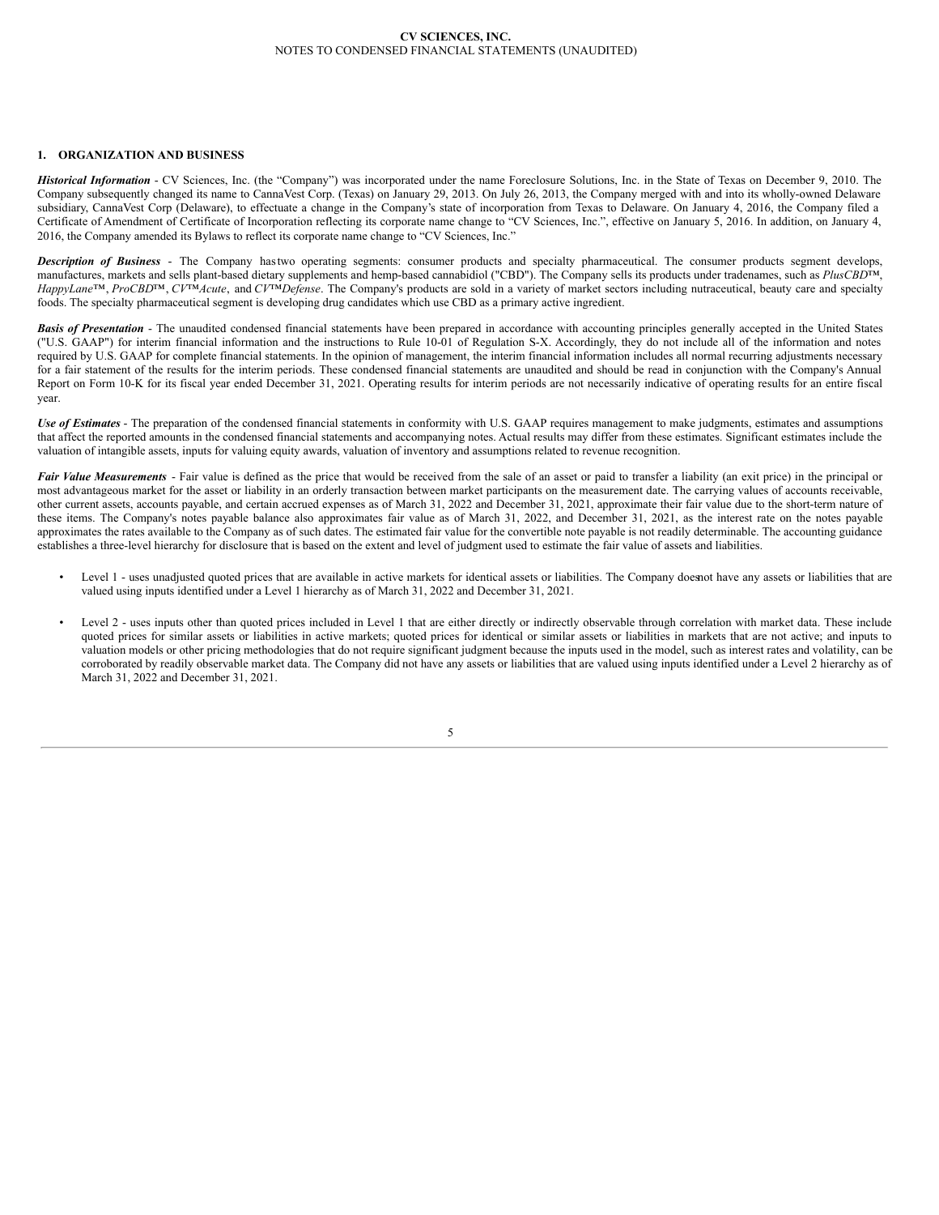## 1. ORGANIZATION AND BUSINESS

***Historical Information*** - CV Sciences, Inc. (the "Company") was incorporated under the name Foreclosure Solutions, Inc. in the State of Texas on December 9, 2010. The Company subsequently changed its name to CannaVest Corp. (Texas) on January 29, 2013. On July 26, 2013, the Company merged with and into its wholly-owned Delaware subsidiary, CannaVest Corp (Delaware), to effectuate a change in the Company's state of incorporation from Texas to Delaware. On January 4, 2016, the Company filed a Certificate of Amendment of Certificate of Incorporation reflecting its corporate name change to "CV Sciences, Inc.", effective on January 5, 2016. In addition, on January 4, 2016, the Company amended its Bylaws to reflect its corporate name change to "CV Sciences, Inc."

***Description of Business*** - The Company has two operating segments: consumer products and specialty pharmaceutical. The consumer products segment develops, manufactures, markets and sells plant-based dietary supplements and hemp-based cannabidiol ("CBD"). The Company sells its products under tradenames, such as *PlusCBD*™, *HappyLane*™, *ProCBD*™, *CV*™*Acute*, and *CV*™*Defense*. The Company's products are sold in a variety of market sectors including nutraceutical, beauty care and specialty foods. The specialty pharmaceutical segment is developing drug candidates which use CBD as a primary active ingredient.

***Basis of Presentation*** - The unaudited condensed financial statements have been prepared in accordance with accounting principles generally accepted in the United States ("U.S. GAAP") for interim financial information and the instructions to Rule 10-01 of Regulation S-X. Accordingly, they do not include all of the information and notes required by U.S. GAAP for complete financial statements. In the opinion of management, the interim financial information includes all normal recurring adjustments necessary for a fair statement of the results for the interim periods. These condensed financial statements are unaudited and should be read in conjunction with the Company's Annual Report on Form 10-K for its fiscal year ended December 31, 2021. Operating results for interim periods are not necessarily indicative of operating results for an entire fiscal year.

***Use of Estimates*** - The preparation of the condensed financial statements in conformity with U.S. GAAP requires management to make judgments, estimates and assumptions that affect the reported amounts in the condensed financial statements and accompanying notes. Actual results may differ from these estimates. Significant estimates include the valuation of intangible assets, inputs for valuing equity awards, valuation of inventory and assumptions related to revenue recognition.

***Fair Value Measurements*** - Fair value is defined as the price that would be received from the sale of an asset or paid to transfer a liability (an exit price) in the principal or most advantageous market for the asset or liability in an orderly transaction between market participants on the measurement date. The carrying values of accounts receivable, other current assets, accounts payable, and certain accrued expenses as of March 31, 2022 and December 31, 2021, approximate their fair value due to the short-term nature of these items. The Company's notes payable balance also approximates fair value as of March 31, 2022, and December 31, 2021, as the interest rate on the notes payable approximates the rates available to the Company as of such dates. The estimated fair value for the convertible note payable is not readily determinable. The accounting guidance establishes a three-level hierarchy for disclosure that is based on the extent and level of judgment used to estimate the fair value of assets and liabilities.

- Level 1 - uses unadjusted quoted prices that are available in active markets for identical assets or liabilities. The Company does not have any assets or liabilities that are valued using inputs identified under a Level 1 hierarchy as of March 31, 2022 and December 31, 2021.
- Level 2 - uses inputs other than quoted prices included in Level 1 that are either directly or indirectly observable through correlation with market data. These include quoted prices for similar assets or liabilities in active markets; quoted prices for identical or similar assets or liabilities in markets that are not active; and inputs to valuation models or other pricing methodologies that do not require significant judgment because the inputs used in the model, such as interest rates and volatility, can be corroborated by readily observable market data. The Company did not have any assets or liabilities that are valued using inputs identified under a Level 2 hierarchy as of March 31, 2022 and December 31, 2021.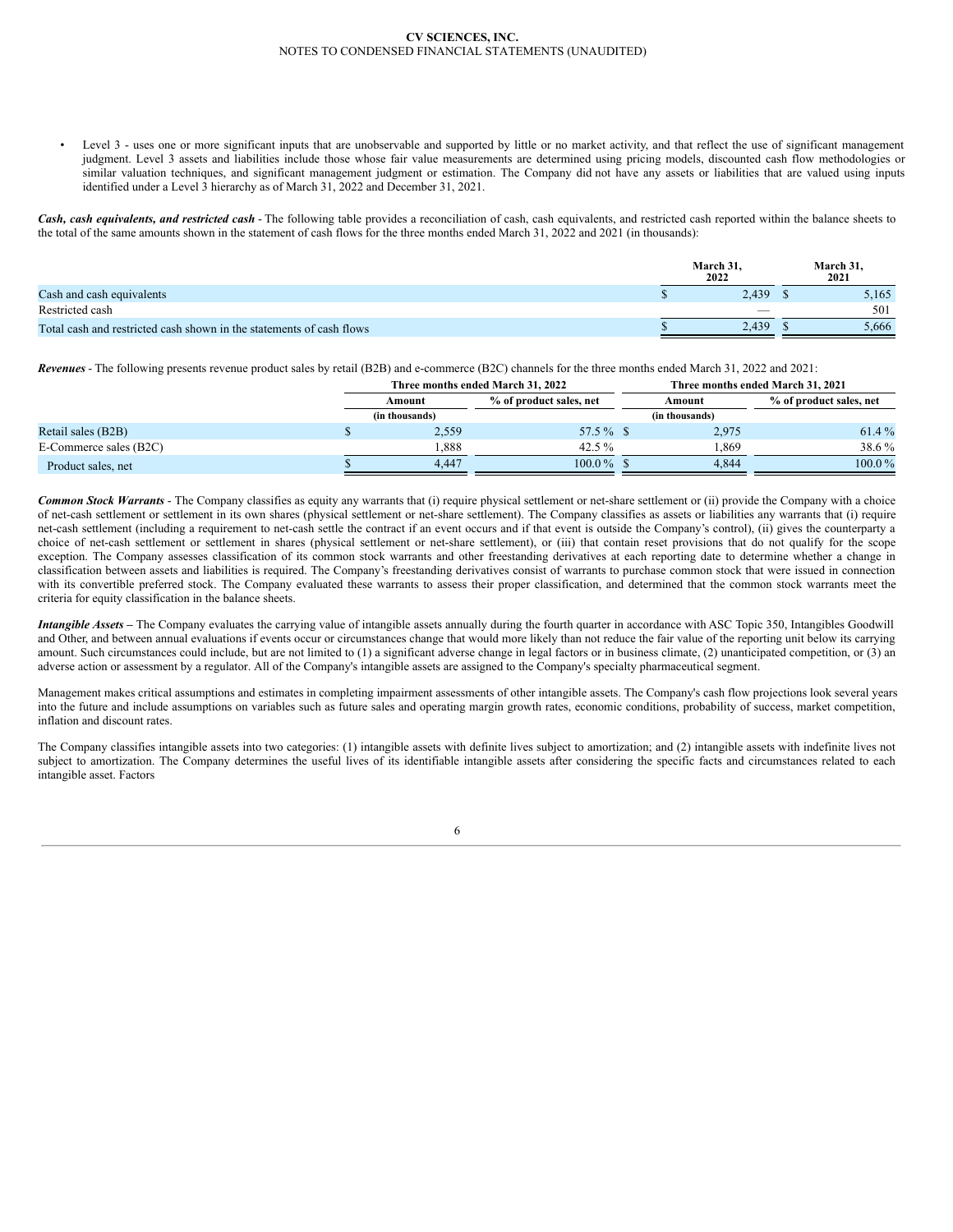- Level 3 - uses one or more significant inputs that are unobservable and supported by little or no market activity, and that reflect the use of significant management judgment. Level 3 assets and liabilities include those whose fair value measurements are determined using pricing models, discounted cash flow methodologies or similar valuation techniques, and significant management judgment or estimation. The Company did not have any assets or liabilities that are valued using inputs identified under a Level 3 hierarchy as of March 31, 2022 and December 31, 2021.

***Cash, cash equivalents, and restricted cash*** - The following table provides a reconciliation of cash, cash equivalents, and restricted cash reported within the balance sheets to the total of the same amounts shown in the statement of cash flows for the three months ended March 31, 2022 and 2021 (in thousands):

| | March 31, 2022 | March 31, 2021 |
|---|---|---|
| Cash and cash equivalents | $ 2,439 | $ 5,165 |
| Restricted cash | — | 501 |
| Total cash and restricted cash shown in the statements of cash flows | $ 2,439 | $ 5,666 |

***Revenues*** - The following presents revenue product sales by retail (B2B) and e-commerce (B2C) channels for the three months ended March 31, 2022 and 2021:

| | Three months ended March 31, 2022 | | Three months ended March 31, 2021 | |
|---|---|---|---|---|
| | Amount (in thousands) | % of product sales, net | Amount (in thousands) | % of product sales, net |
| Retail sales (B2B) | $ 2,559 | 57.5 % | $ 2,975 | 61.4 % |
| E-Commerce sales (B2C) | 1,888 | 42.5 % | 1,869 | 38.6 % |
| Product sales, net | $ 4,447 | 100.0 % | $ 4,844 | 100.0 % |

***Common Stock Warrants*** - The Company classifies as equity any warrants that (i) require physical settlement or net-share settlement or (ii) provide the Company with a choice of net-cash settlement or settlement in its own shares (physical settlement or net-share settlement). The Company classifies as assets or liabilities any warrants that (i) require net-cash settlement (including a requirement to net-cash settle the contract if an event occurs and if that event is outside the Company's control), (ii) gives the counterparty a choice of net-cash settlement or settlement in shares (physical settlement or net-share settlement), or (iii) that contain reset provisions that do not qualify for the scope exception. The Company assesses classification of its common stock warrants and other freestanding derivatives at each reporting date to determine whether a change in classification between assets and liabilities is required. The Company's freestanding derivatives consist of warrants to purchase common stock that were issued in connection with its convertible preferred stock. The Company evaluated these warrants to assess their proper classification, and determined that the common stock warrants meet the criteria for equity classification in the balance sheets.

***Intangible Assets*** – The Company evaluates the carrying value of intangible assets annually during the fourth quarter in accordance with ASC Topic 350, Intangibles Goodwill and Other, and between annual evaluations if events occur or circumstances change that would more likely than not reduce the fair value of the reporting unit below its carrying amount. Such circumstances could include, but are not limited to (1) a significant adverse change in legal factors or in business climate, (2) unanticipated competition, or (3) an adverse action or assessment by a regulator. All of the Company's intangible assets are assigned to the Company's specialty pharmaceutical segment.

Management makes critical assumptions and estimates in completing impairment assessments of other intangible assets. The Company's cash flow projections look several years into the future and include assumptions on variables such as future sales and operating margin growth rates, economic conditions, probability of success, market competition, inflation and discount rates.

The Company classifies intangible assets into two categories: (1) intangible assets with definite lives subject to amortization; and (2) intangible assets with indefinite lives not subject to amortization. The Company determines the useful lives of its identifiable intangible assets after considering the specific facts and circumstances related to each intangible asset. Factors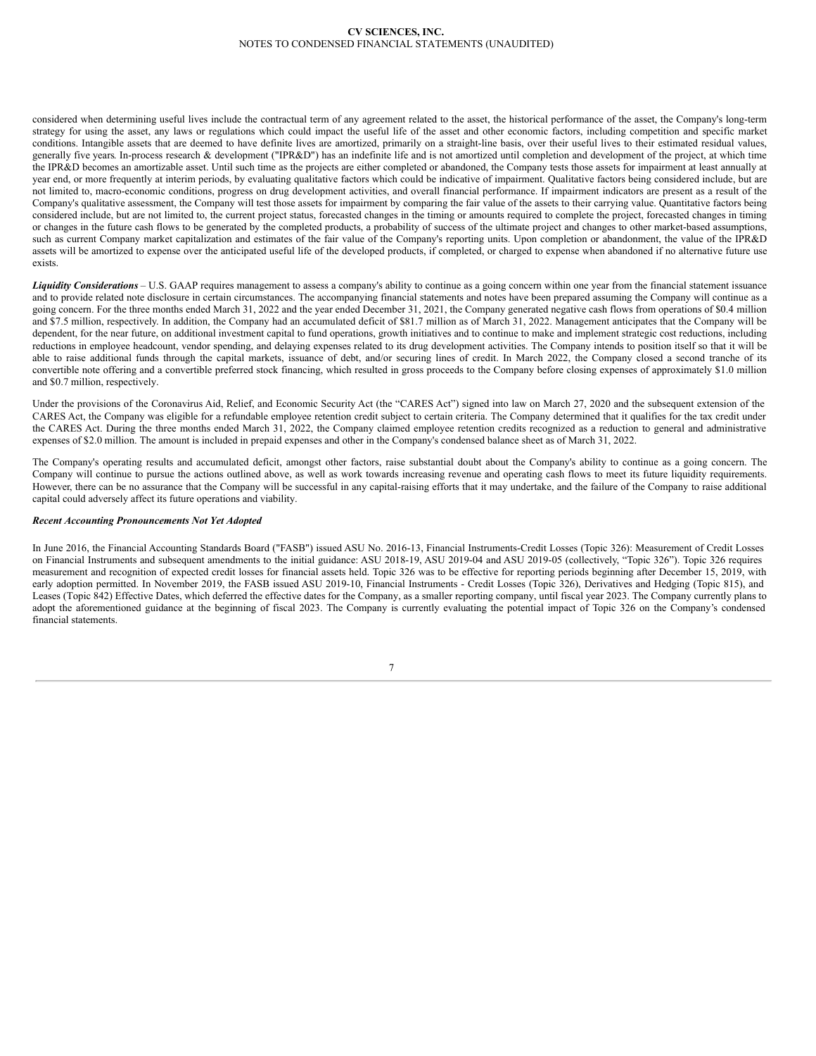considered when determining useful lives include the contractual term of any agreement related to the asset, the historical performance of the asset, the Company's long-term strategy for using the asset, any laws or regulations which could impact the useful life of the asset and other economic factors, including competition and specific market conditions. Intangible assets that are deemed to have definite lives are amortized, primarily on a straight-line basis, over their useful lives to their estimated residual values, generally five years. In-process research & development ("IPR&D") has an indefinite life and is not amortized until completion and development of the project, at which time the IPR&D becomes an amortizable asset. Until such time as the projects are either completed or abandoned, the Company tests those assets for impairment at least annually at year end, or more frequently at interim periods, by evaluating qualitative factors which could be indicative of impairment. Qualitative factors being considered include, but are not limited to, macro-economic conditions, progress on drug development activities, and overall financial performance. If impairment indicators are present as a result of the Company's qualitative assessment, the Company will test those assets for impairment by comparing the fair value of the assets to their carrying value. Quantitative factors being considered include, but are not limited to, the current project status, forecasted changes in the timing or amounts required to complete the project, forecasted changes in timing or changes in the future cash flows to be generated by the completed products, a probability of success of the ultimate project and changes to other market-based assumptions, such as current Company market capitalization and estimates of the fair value of the Company's reporting units. Upon completion or abandonment, the value of the IPR&D assets will be amortized to expense over the anticipated useful life of the developed products, if completed, or charged to expense when abandoned if no alternative future use exists.

***Liquidity Considerations*** – U.S. GAAP requires management to assess a company's ability to continue as a going concern within one year from the financial statement issuance and to provide related note disclosure in certain circumstances. The accompanying financial statements and notes have been prepared assuming the Company will continue as a going concern. For the three months ended March 31, 2022 and the year ended December 31, 2021, the Company generated negative cash flows from operations of $0.4 million and $7.5 million, respectively. In addition, the Company had an accumulated deficit of $81.7 million as of March 31, 2022. Management anticipates that the Company will be dependent, for the near future, on additional investment capital to fund operations, growth initiatives and to continue to make and implement strategic cost reductions, including reductions in employee headcount, vendor spending, and delaying expenses related to its drug development activities. The Company intends to position itself so that it will be able to raise additional funds through the capital markets, issuance of debt, and/or securing lines of credit. In March 2022, the Company closed a second tranche of its convertible note offering and a convertible preferred stock financing, which resulted in gross proceeds to the Company before closing expenses of approximately $1.0 million and $0.7 million, respectively.

Under the provisions of the Coronavirus Aid, Relief, and Economic Security Act (the "CARES Act") signed into law on March 27, 2020 and the subsequent extension of the CARES Act, the Company was eligible for a refundable employee retention credit subject to certain criteria. The Company determined that it qualifies for the tax credit under the CARES Act. During the three months ended March 31, 2022, the Company claimed employee retention credits recognized as a reduction to general and administrative expenses of $2.0 million. The amount is included in prepaid expenses and other in the Company's condensed balance sheet as of March 31, 2022.

The Company's operating results and accumulated deficit, amongst other factors, raise substantial doubt about the Company's ability to continue as a going concern. The Company will continue to pursue the actions outlined above, as well as work towards increasing revenue and operating cash flows to meet its future liquidity requirements. However, there can be no assurance that the Company will be successful in any capital-raising efforts that it may undertake, and the failure of the Company to raise additional capital could adversely affect its future operations and viability.

***Recent Accounting Pronouncements Not Yet Adopted***

In June 2016, the Financial Accounting Standards Board ("FASB") issued ASU No. 2016-13, Financial Instruments-Credit Losses (Topic 326): Measurement of Credit Losses on Financial Instruments and subsequent amendments to the initial guidance: ASU 2018-19, ASU 2019-04 and ASU 2019-05 (collectively, "Topic 326"). Topic 326 requires measurement and recognition of expected credit losses for financial assets held. Topic 326 was to be effective for reporting periods beginning after December 15, 2019, with early adoption permitted. In November 2019, the FASB issued ASU 2019-10, Financial Instruments - Credit Losses (Topic 326), Derivatives and Hedging (Topic 815), and Leases (Topic 842) Effective Dates, which deferred the effective dates for the Company, as a smaller reporting company, until fiscal year 2023. The Company currently plans to adopt the aforementioned guidance at the beginning of fiscal 2023. The Company is currently evaluating the potential impact of Topic 326 on the Company's condensed financial statements.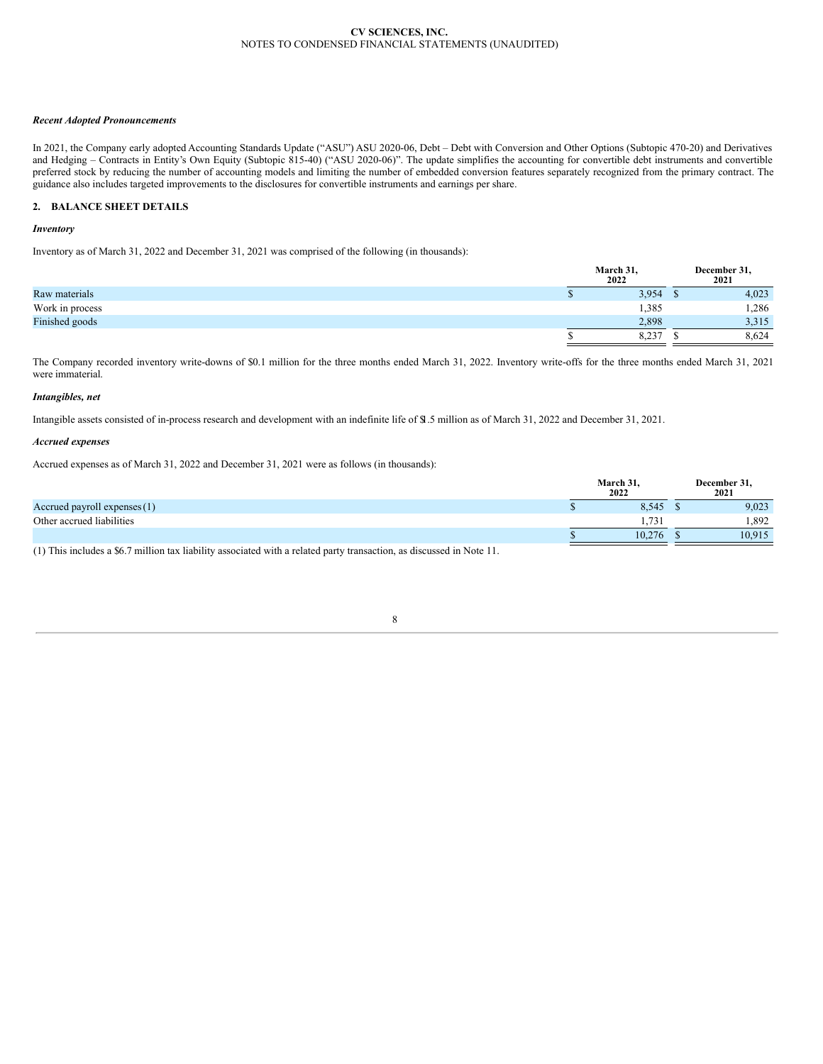***Recent Adopted Pronouncements***

In 2021, the Company early adopted Accounting Standards Update ("ASU") ASU 2020-06, Debt – Debt with Conversion and Other Options (Subtopic 470-20) and Derivatives and Hedging – Contracts in Entity's Own Equity (Subtopic 815-40) ("ASU 2020-06)". The update simplifies the accounting for convertible debt instruments and convertible preferred stock by reducing the number of accounting models and limiting the number of embedded conversion features separately recognized from the primary contract. The guidance also includes targeted improvements to the disclosures for convertible instruments and earnings per share.

## 2. BALANCE SHEET DETAILS

***Inventory***

Inventory as of March 31, 2022 and December 31, 2021 was comprised of the following (in thousands):

| | March 31, 2022 | December 31, 2021 |
|---|---|---|
| Raw materials | $ 3,954 | $ 4,023 |
| Work in process | 1,385 | 1,286 |
| Finished goods | 2,898 | 3,315 |
| | $ 8,237 | $ 8,624 |

The Company recorded inventory write-downs of $0.1 million for the three months ended March 31, 2022. Inventory write-offs for the three months ended March 31, 2021 were immaterial.

***Intangibles, net***

Intangible assets consisted of in-process research and development with an indefinite life of $1.5 million as of March 31, 2022 and December 31, 2021.

***Accrued expenses***

Accrued expenses as of March 31, 2022 and December 31, 2021 were as follows (in thousands):

| | March 31, 2022 | December 31, 2021 |
|---|---|---|
| Accrued payroll expenses (1) | $ 8,545 | $ 9,023 |
| Other accrued liabilities | 1,731 | 1,892 |
| | $ 10,276 | $ 10,915 |

(1) This includes a $6.7 million tax liability associated with a related party transaction, as discussed in Note 11.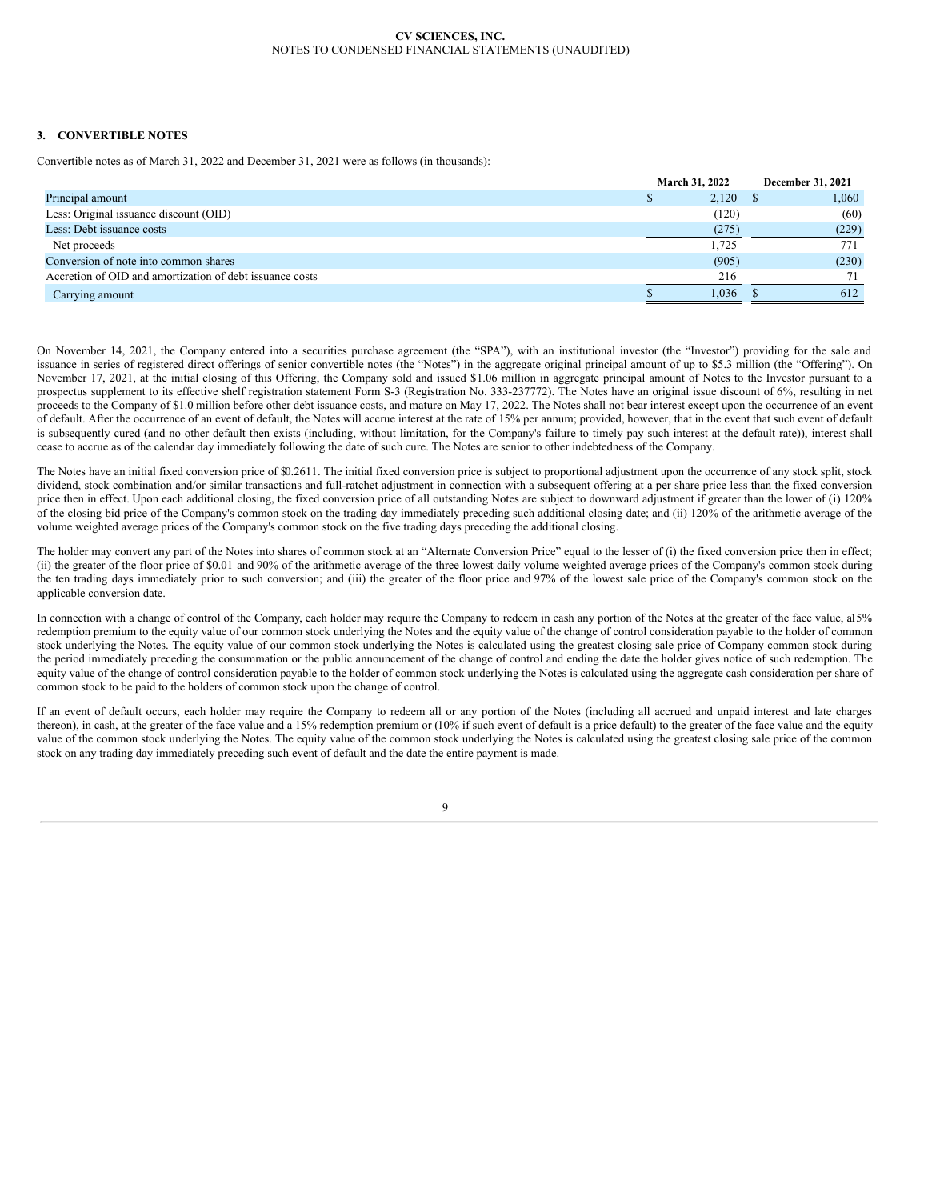### 3. CONVERTIBLE NOTES

Convertible notes as of March 31, 2022 and December 31, 2021 were as follows (in thousands):

| | March 31, 2022 | December 31, 2021 |
|---|---|---|
| Principal amount | $ 2,120 | $ 1,060 |
| Less: Original issuance discount (OID) | (120) | (60) |
| Less: Debt issuance costs | (275) | (229) |
| Net proceeds | 1,725 | 771 |
| Conversion of note into common shares | (905) | (230) |
| Accretion of OID and amortization of debt issuance costs | 216 | 71 |
| Carrying amount | $ 1,036 | $ 612 |

On November 14, 2021, the Company entered into a securities purchase agreement (the "SPA"), with an institutional investor (the "Investor") providing for the sale and issuance in series of registered direct offerings of senior convertible notes (the "Notes") in the aggregate original principal amount of up to $5.3 million (the "Offering"). On November 17, 2021, at the initial closing of this Offering, the Company sold and issued $1.06 million in aggregate principal amount of Notes to the Investor pursuant to a prospectus supplement to its effective shelf registration statement Form S-3 (Registration No. 333-237772). The Notes have an original issue discount of 6%, resulting in net proceeds to the Company of $1.0 million before other debt issuance costs, and mature on May 17, 2022. The Notes shall not bear interest except upon the occurrence of an event of default. After the occurrence of an event of default, the Notes will accrue interest at the rate of 15% per annum; provided, however, that in the event that such event of default is subsequently cured (and no other default then exists (including, without limitation, for the Company's failure to timely pay such interest at the default rate)), interest shall cease to accrue as of the calendar day immediately following the date of such cure. The Notes are senior to other indebtedness of the Company.

The Notes have an initial fixed conversion price of $0.2611. The initial fixed conversion price is subject to proportional adjustment upon the occurrence of any stock split, stock dividend, stock combination and/or similar transactions and full-ratchet adjustment in connection with a subsequent offering at a per share price less than the fixed conversion price then in effect. Upon each additional closing, the fixed conversion price of all outstanding Notes are subject to downward adjustment if greater than the lower of (i) 120% of the closing bid price of the Company's common stock on the trading day immediately preceding such additional closing date; and (ii) 120% of the arithmetic average of the volume weighted average prices of the Company's common stock on the five trading days preceding the additional closing.

The holder may convert any part of the Notes into shares of common stock at an "Alternate Conversion Price" equal to the lesser of (i) the fixed conversion price then in effect; (ii) the greater of the floor price of $0.01 and 90% of the arithmetic average of the three lowest daily volume weighted average prices of the Company's common stock during the ten trading days immediately prior to such conversion; and (iii) the greater of the floor price and 97% of the lowest sale price of the Company's common stock on the applicable conversion date.

In connection with a change of control of the Company, each holder may require the Company to redeem in cash any portion of the Notes at the greater of the face value, a 15% redemption premium to the equity value of our common stock underlying the Notes and the equity value of the change of control consideration payable to the holder of common stock underlying the Notes. The equity value of our common stock underlying the Notes is calculated using the greatest closing sale price of Company common stock during the period immediately preceding the consummation or the public announcement of the change of control and ending the date the holder gives notice of such redemption. The equity value of the change of control consideration payable to the holder of common stock underlying the Notes is calculated using the aggregate cash consideration per share of common stock to be paid to the holders of common stock upon the change of control.

If an event of default occurs, each holder may require the Company to redeem all or any portion of the Notes (including all accrued and unpaid interest and late charges thereon), in cash, at the greater of the face value and a 15% redemption premium or (10% if such event of default is a price default) to the greater of the face value and the equity value of the common stock underlying the Notes. The equity value of the common stock underlying the Notes is calculated using the greatest closing sale price of the common stock on any trading day immediately preceding such event of default and the date the entire payment is made.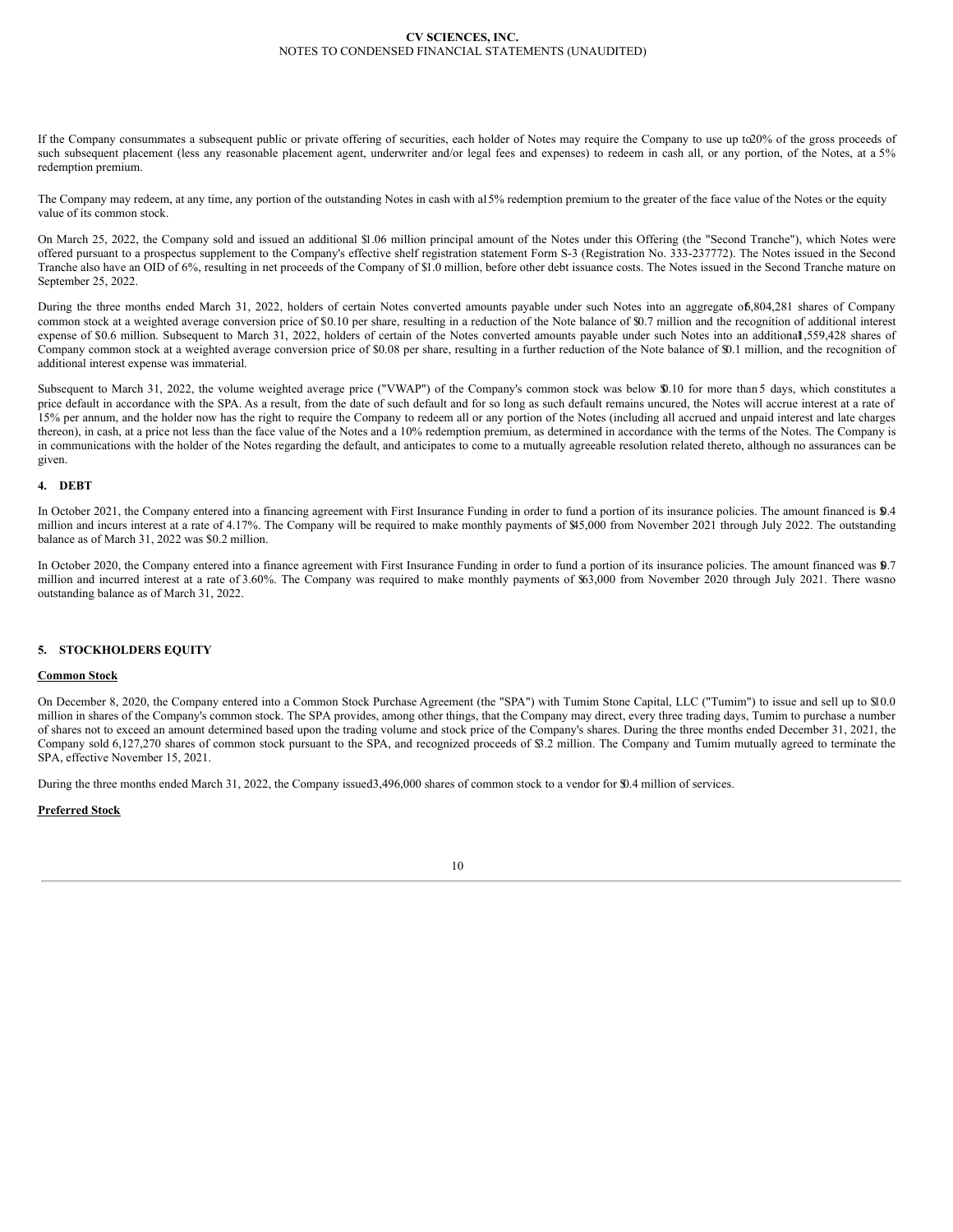If the Company consummates a subsequent public or private offering of securities, each holder of Notes may require the Company to use up to 20% of the gross proceeds of such subsequent placement (less any reasonable placement agent, underwriter and/or legal fees and expenses) to redeem in cash all, or any portion, of the Notes, at a 5% redemption premium.

The Company may redeem, at any time, any portion of the outstanding Notes in cash with a 15% redemption premium to the greater of the face value of the Notes or the equity value of its common stock.

On March 25, 2022, the Company sold and issued an additional $1.06 million principal amount of the Notes under this Offering (the "Second Tranche"), which Notes were offered pursuant to a prospectus supplement to the Company's effective shelf registration statement Form S-3 (Registration No. 333-237772). The Notes issued in the Second Tranche also have an OID of 6%, resulting in net proceeds of the Company of $1.0 million, before other debt issuance costs. The Notes issued in the Second Tranche mature on September 25, 2022.

During the three months ended March 31, 2022, holders of certain Notes converted amounts payable under such Notes into an aggregate of 6,804,281 shares of Company common stock at a weighted average conversion price of $0.10 per share, resulting in a reduction of the Note balance of $0.7 million and the recognition of additional interest expense of $0.6 million. Subsequent to March 31, 2022, holders of certain of the Notes converted amounts payable under such Notes into an additional 1,559,428 shares of Company common stock at a weighted average conversion price of $0.08 per share, resulting in a further reduction of the Note balance of $0.1 million, and the recognition of additional interest expense was immaterial.

Subsequent to March 31, 2022, the volume weighted average price ("VWAP") of the Company's common stock was below $0.10 for more than 5 days, which constitutes a price default in accordance with the SPA. As a result, from the date of such default and for so long as such default remains uncured, the Notes will accrue interest at a rate of 15% per annum, and the holder now has the right to require the Company to redeem all or any portion of the Notes (including all accrued and unpaid interest and late charges thereon), in cash, at a price not less than the face value of the Notes and a 10% redemption premium, as determined in accordance with the terms of the Notes. The Company is in communications with the holder of the Notes regarding the default, and anticipates to come to a mutually agreeable resolution related thereto, although no assurances can be given.

## 4. DEBT

In October 2021, the Company entered into a financing agreement with First Insurance Funding in order to fund a portion of its insurance policies. The amount financed is $0.4 million and incurs interest at a rate of 4.17%. The Company will be required to make monthly payments of $45,000 from November 2021 through July 2022. The outstanding balance as of March 31, 2022 was $0.2 million.

In October 2020, the Company entered into a finance agreement with First Insurance Funding in order to fund a portion of its insurance policies. The amount financed was $0.7 million and incurred interest at a rate of 3.60%. The Company was required to make monthly payments of $63,000 from November 2020 through July 2021. There was no outstanding balance as of March 31, 2022.

## 5. STOCKHOLDERS EQUITY

**Common Stock**

On December 8, 2020, the Company entered into a Common Stock Purchase Agreement (the "SPA") with Tumim Stone Capital, LLC ("Tumim") to issue and sell up to $10.0 million in shares of the Company's common stock. The SPA provides, among other things, that the Company may direct, every three trading days, Tumim to purchase a number of shares not to exceed an amount determined based upon the trading volume and stock price of the Company's shares. During the three months ended December 31, 2021, the Company sold 6,127,270 shares of common stock pursuant to the SPA, and recognized proceeds of $3.2 million. The Company and Tumim mutually agreed to terminate the SPA, effective November 15, 2021.

During the three months ended March 31, 2022, the Company issued 3,496,000 shares of common stock to a vendor for $0.4 million of services.

**Preferred Stock**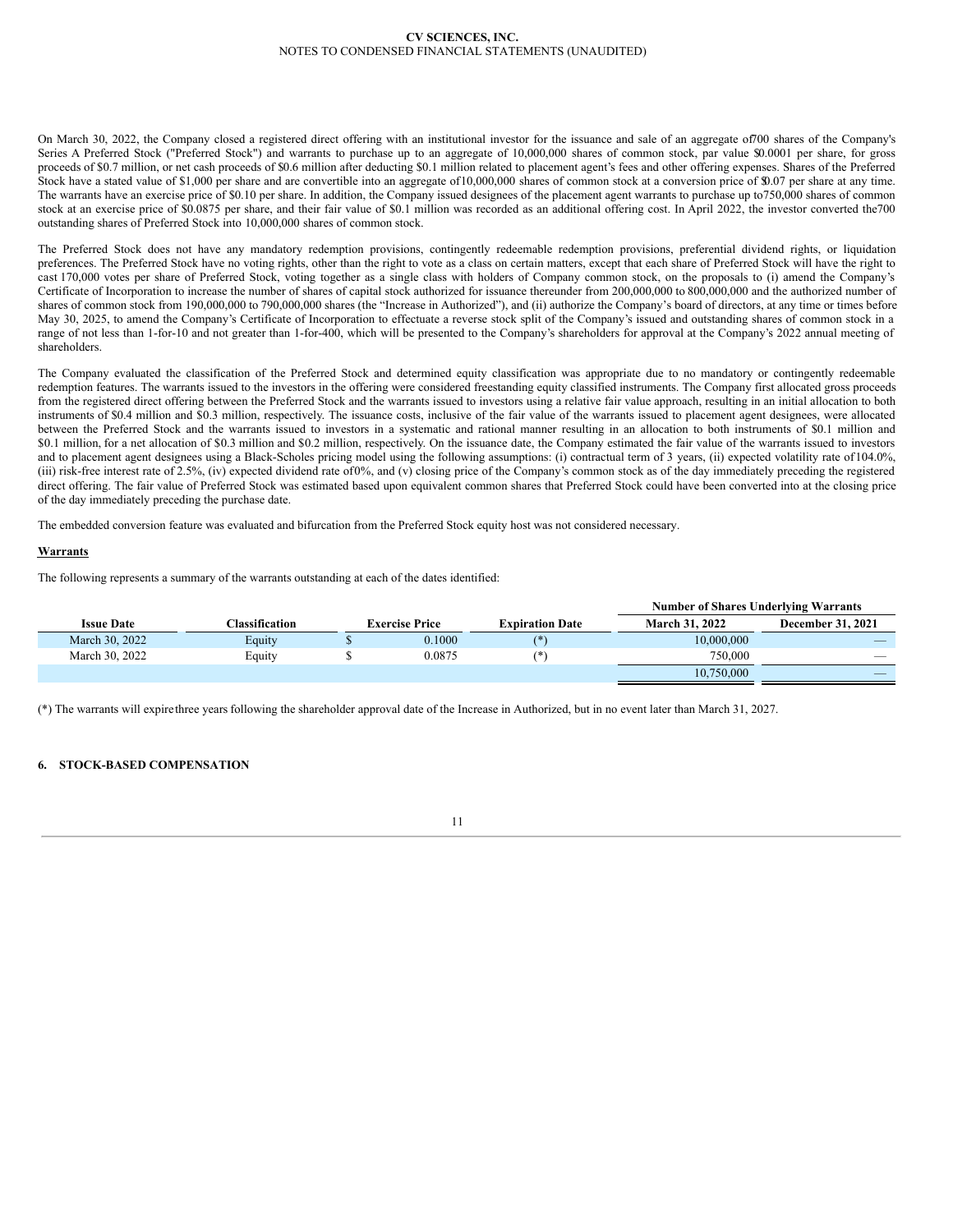On March 30, 2022, the Company closed a registered direct offering with an institutional investor for the issuance and sale of an aggregate of 700 shares of the Company's Series A Preferred Stock ("Preferred Stock") and warrants to purchase up to an aggregate of 10,000,000 shares of common stock, par value $0.0001 per share, for gross proceeds of $0.7 million, or net cash proceeds of $0.6 million after deducting $0.1 million related to placement agent's fees and other offering expenses. Shares of the Preferred Stock have a stated value of $1,000 per share and are convertible into an aggregate of 10,000,000 shares of common stock at a conversion price of $0.07 per share at any time. The warrants have an exercise price of $0.10 per share. In addition, the Company issued designees of the placement agent warrants to purchase up to 750,000 shares of common stock at an exercise price of $0.0875 per share, and their fair value of $0.1 million was recorded as an additional offering cost. In April 2022, the investor converted the 700 outstanding shares of Preferred Stock into 10,000,000 shares of common stock.

The Preferred Stock does not have any mandatory redemption provisions, contingently redeemable redemption provisions, preferential dividend rights, or liquidation preferences. The Preferred Stock have no voting rights, other than the right to vote as a class on certain matters, except that each share of Preferred Stock will have the right to cast 170,000 votes per share of Preferred Stock, voting together as a single class with holders of Company common stock, on the proposals to (i) amend the Company's Certificate of Incorporation to increase the number of shares of capital stock authorized for issuance thereunder from 200,000,000 to 800,000,000 and the authorized number of shares of common stock from 190,000,000 to 790,000,000 shares (the "Increase in Authorized"), and (ii) authorize the Company's board of directors, at any time or times before May 30, 2025, to amend the Company's Certificate of Incorporation to effectuate a reverse stock split of the Company's issued and outstanding shares of common stock in a range of not less than 1-for-10 and not greater than 1-for-400, which will be presented to the Company's shareholders for approval at the Company's 2022 annual meeting of shareholders.

The Company evaluated the classification of the Preferred Stock and determined equity classification was appropriate due to no mandatory or contingently redeemable redemption features. The warrants issued to the investors in the offering were considered freestanding equity classified instruments. The Company first allocated gross proceeds from the registered direct offering between the Preferred Stock and the warrants issued to investors using a relative fair value approach, resulting in an initial allocation to both instruments of $0.4 million and $0.3 million, respectively. The issuance costs, inclusive of the fair value of the warrants issued to placement agent designees, were allocated between the Preferred Stock and the warrants issued to investors in a systematic and rational manner resulting in an allocation to both instruments of $0.1 million and $0.1 million, for a net allocation of $0.3 million and $0.2 million, respectively. On the issuance date, the Company estimated the fair value of the warrants issued to investors and to placement agent designees using a Black-Scholes pricing model using the following assumptions: (i) contractual term of 3 years, (ii) expected volatility rate of 104.0%, (iii) risk-free interest rate of 2.5%, (iv) expected dividend rate of 0%, and (v) closing price of the Company's common stock as of the day immediately preceding the registered direct offering. The fair value of Preferred Stock was estimated based upon equivalent common shares that Preferred Stock could have been converted into at the closing price of the day immediately preceding the purchase date.

The embedded conversion feature was evaluated and bifurcation from the Preferred Stock equity host was not considered necessary.

**Warrants**

The following represents a summary of the warrants outstanding at each of the dates identified:

| | | | | Number of Shares Underlying Warrants | |
|---|---|---|---|---|---|
| **Issue Date** | **Classification** | **Exercise Price** | **Expiration Date** | **March 31, 2022** | **December 31, 2021** |
| March 30, 2022 | Equity | $ 0.1000 | (*) | 10,000,000 | — |
| March 30, 2022 | Equity | $ 0.0875 | (*) | 750,000 | — |
| | | | | 10,750,000 | — |

(*) The warrants will expire three years following the shareholder approval date of the Increase in Authorized, but in no event later than March 31, 2027.

## 6. STOCK-BASED COMPENSATION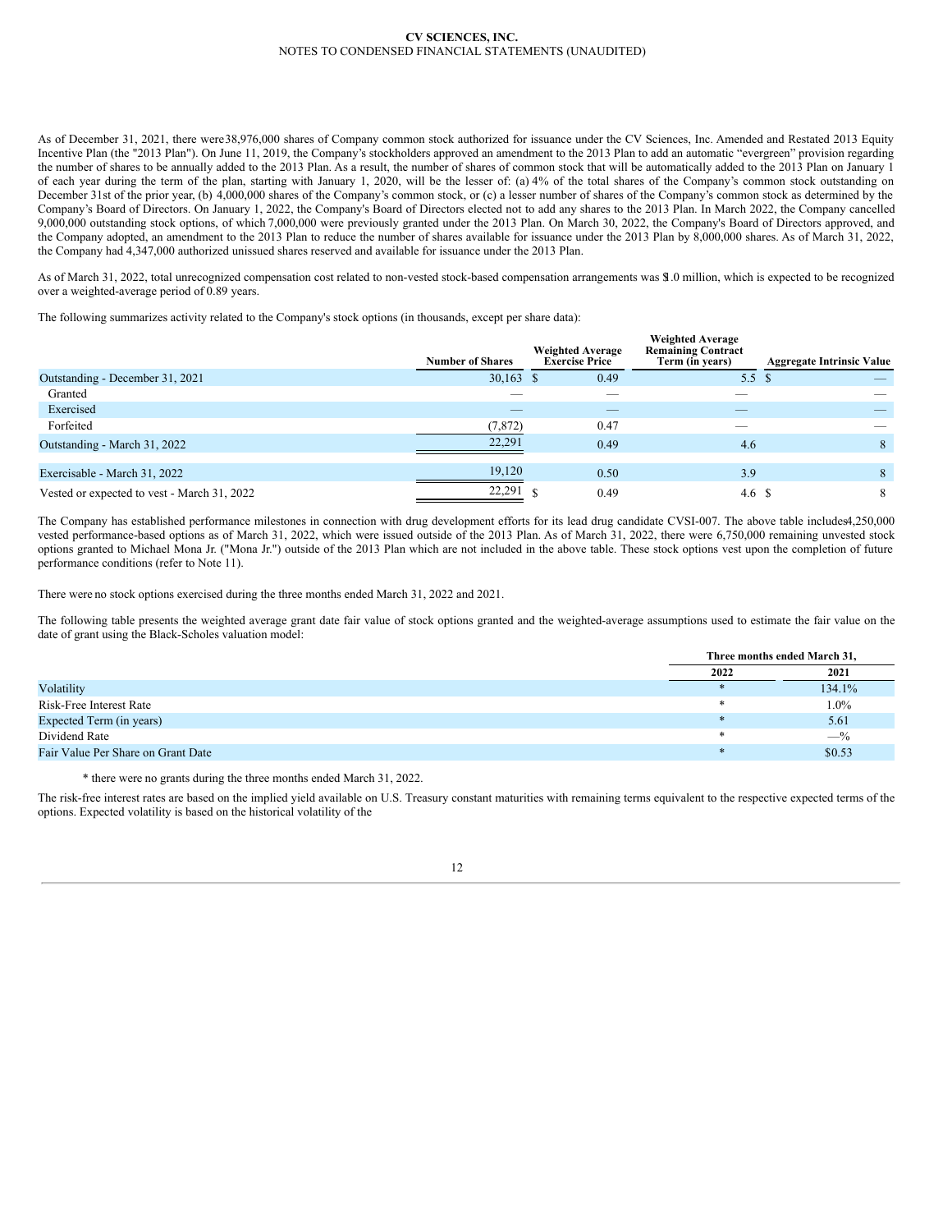As of December 31, 2021, there were 38,976,000 shares of Company common stock authorized for issuance under the CV Sciences, Inc. Amended and Restated 2013 Equity Incentive Plan (the "2013 Plan"). On June 11, 2019, the Company's stockholders approved an amendment to the 2013 Plan to add an automatic "evergreen" provision regarding the number of shares to be annually added to the 2013 Plan. As a result, the number of shares of common stock that will be automatically added to the 2013 Plan on January 1 of each year during the term of the plan, starting with January 1, 2020, will be the lesser of: (a) 4% of the total shares of the Company's common stock outstanding on December 31st of the prior year, (b) 4,000,000 shares of the Company's common stock, or (c) a lesser number of shares of the Company's common stock as determined by the Company's Board of Directors. On January 1, 2022, the Company's Board of Directors elected not to add any shares to the 2013 Plan. In March 2022, the Company cancelled 9,000,000 outstanding stock options, of which 7,000,000 were previously granted under the 2013 Plan. On March 30, 2022, the Company's Board of Directors approved, and the Company adopted, an amendment to the 2013 Plan to reduce the number of shares available for issuance under the 2013 Plan by 8,000,000 shares. As of March 31, 2022, the Company had 4,347,000 authorized unissued shares reserved and available for issuance under the 2013 Plan.

As of March 31, 2022, total unrecognized compensation cost related to non-vested stock-based compensation arrangements was $1.0 million, which is expected to be recognized over a weighted-average period of 0.89 years.

The following summarizes activity related to the Company's stock options (in thousands, except per share data):

| | Number of Shares | Weighted Average Exercise Price | Weighted Average Remaining Contract Term (in years) | Aggregate Intrinsic Value |
|---|---|---|---|---|
| Outstanding - December 31, 2021 | 30,163 | $ 0.49 | 5.5 | $ — |
| Granted | — | — | — | — |
| Exercised | — | — | — | — |
| Forfeited | (7,872) | 0.47 | — | — |
| Outstanding - March 31, 2022 | 22,291 | 0.49 | 4.6 | 8 |
| Exercisable - March 31, 2022 | 19,120 | 0.50 | 3.9 | 8 |
| Vested or expected to vest - March 31, 2022 | 22,291 | $ 0.49 | 4.6 | $ 8 |

The Company has established performance milestones in connection with drug development efforts for its lead drug candidate CVSI-007. The above table includes 4,250,000 vested performance-based options as of March 31, 2022, which were issued outside of the 2013 Plan. As of March 31, 2022, there were 6,750,000 remaining unvested stock options granted to Michael Mona Jr. ("Mona Jr.") outside of the 2013 Plan which are not included in the above table. These stock options vest upon the completion of future performance conditions (refer to Note 11).

There were no stock options exercised during the three months ended March 31, 2022 and 2021.

The following table presents the weighted average grant date fair value of stock options granted and the weighted-average assumptions used to estimate the fair value on the date of grant using the Black-Scholes valuation model:

| | Three months ended March 31, | |
|---|---|---|
| | 2022 | 2021 |
| Volatility | * | 134.1% |
| Risk-Free Interest Rate | * | 1.0% |
| Expected Term (in years) | * | 5.61 |
| Dividend Rate | * | —% |
| Fair Value Per Share on Grant Date | * | $0.53 |

\* there were no grants during the three months ended March 31, 2022.

The risk-free interest rates are based on the implied yield available on U.S. Treasury constant maturities with remaining terms equivalent to the respective expected terms of the options. Expected volatility is based on the historical volatility of the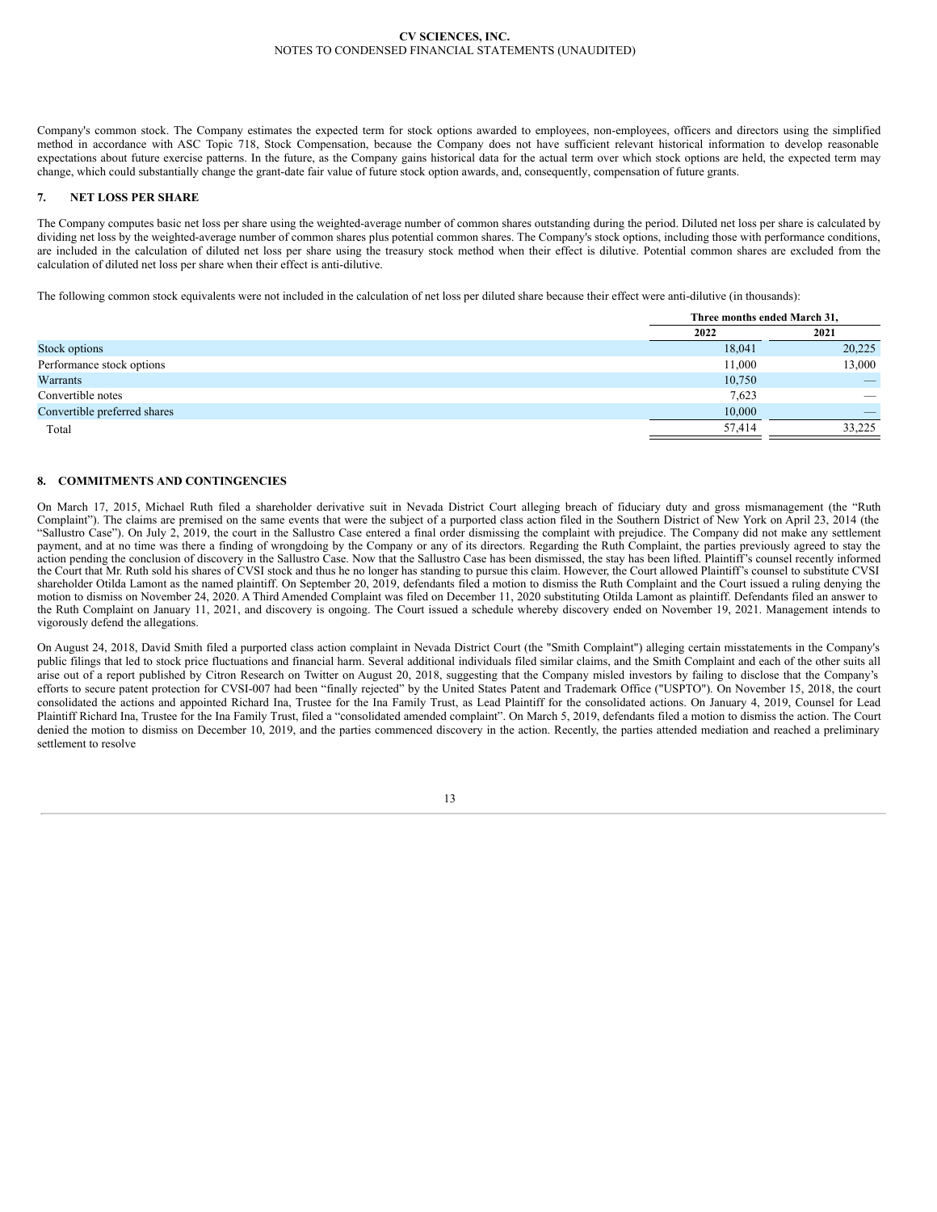Company's common stock. The Company estimates the expected term for stock options awarded to employees, non-employees, officers and directors using the simplified method in accordance with ASC Topic 718, Stock Compensation, because the Company does not have sufficient relevant historical information to develop reasonable expectations about future exercise patterns. In the future, as the Company gains historical data for the actual term over which stock options are held, the expected term may change, which could substantially change the grant-date fair value of future stock option awards, and, consequently, compensation of future grants.

## 7. NET LOSS PER SHARE

The Company computes basic net loss per share using the weighted-average number of common shares outstanding during the period. Diluted net loss per share is calculated by dividing net loss by the weighted-average number of common shares plus potential common shares. The Company's stock options, including those with performance conditions, are included in the calculation of diluted net loss per share using the treasury stock method when their effect is dilutive. Potential common shares are excluded from the calculation of diluted net loss per share when their effect is anti-dilutive.

The following common stock equivalents were not included in the calculation of net loss per diluted share because their effect were anti-dilutive (in thousands):

| | Three months ended March 31, | |
|---|---|---|
| | 2022 | 2021 |
| Stock options | 18,041 | 20,225 |
| Performance stock options | 11,000 | 13,000 |
| Warrants | 10,750 | — |
| Convertible notes | 7,623 | — |
| Convertible preferred shares | 10,000 | — |
| Total | 57,414 | 33,225 |

## 8. COMMITMENTS AND CONTINGENCIES

On March 17, 2015, Michael Ruth filed a shareholder derivative suit in Nevada District Court alleging breach of fiduciary duty and gross mismanagement (the "Ruth Complaint"). The claims are premised on the same events that were the subject of a purported class action filed in the Southern District of New York on April 23, 2014 (the "Sallustro Case"). On July 2, 2019, the court in the Sallustro Case entered a final order dismissing the complaint with prejudice. The Company did not make any settlement payment, and at no time was there a finding of wrongdoing by the Company or any of its directors. Regarding the Ruth Complaint, the parties previously agreed to stay the action pending the conclusion of discovery in the Sallustro Case. Now that the Sallustro Case has been dismissed, the stay has been lifted. Plaintiff's counsel recently informed the Court that Mr. Ruth sold his shares of CVSI stock and thus he no longer has standing to pursue this claim. However, the Court allowed Plaintiff's counsel to substitute CVSI shareholder Otilda Lamont as the named plaintiff. On September 20, 2019, defendants filed a motion to dismiss the Ruth Complaint and the Court issued a ruling denying the motion to dismiss on November 24, 2020. A Third Amended Complaint was filed on December 11, 2020 substituting Otilda Lamont as plaintiff. Defendants filed an answer to the Ruth Complaint on January 11, 2021, and discovery is ongoing. The Court issued a schedule whereby discovery ended on November 19, 2021. Management intends to vigorously defend the allegations.

On August 24, 2018, David Smith filed a purported class action complaint in Nevada District Court (the "Smith Complaint") alleging certain misstatements in the Company's public filings that led to stock price fluctuations and financial harm. Several additional individuals filed similar claims, and the Smith Complaint and each of the other suits all arise out of a report published by Citron Research on Twitter on August 20, 2018, suggesting that the Company misled investors by failing to disclose that the Company's efforts to secure patent protection for CVSI-007 had been "finally rejected" by the United States Patent and Trademark Office ("USPTO"). On November 15, 2018, the court consolidated the actions and appointed Richard Ina, Trustee for the Ina Family Trust, as Lead Plaintiff for the consolidated actions. On January 4, 2019, Counsel for Lead Plaintiff Richard Ina, Trustee for the Ina Family Trust, filed a "consolidated amended complaint". On March 5, 2019, defendants filed a motion to dismiss the action. The Court denied the motion to dismiss on December 10, 2019, and the parties commenced discovery in the action. Recently, the parties attended mediation and reached a preliminary settlement to resolve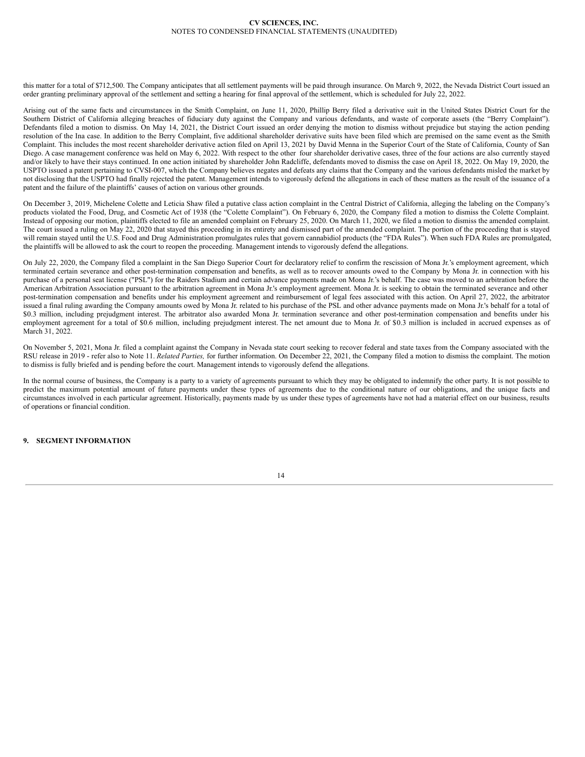this matter for a total of $712,500. The Company anticipates that all settlement payments will be paid through insurance. On March 9, 2022, the Nevada District Court issued an order granting preliminary approval of the settlement and setting a hearing for final approval of the settlement, which is scheduled for July 22, 2022.

Arising out of the same facts and circumstances in the Smith Complaint, on June 11, 2020, Phillip Berry filed a derivative suit in the United States District Court for the Southern District of California alleging breaches of fiduciary duty against the Company and various defendants, and waste of corporate assets (the "Berry Complaint"). Defendants filed a motion to dismiss. On May 14, 2021, the District Court issued an order denying the motion to dismiss without prejudice but staying the action pending resolution of the Ina case. In addition to the Berry Complaint, five additional shareholder derivative suits have been filed which are premised on the same event as the Smith Complaint. This includes the most recent shareholder derivative action filed on April 13, 2021 by David Menna in the Superior Court of the State of California, County of San Diego. A case management conference was held on May 6, 2022. With respect to the other four shareholder derivative cases, three of the four actions are also currently stayed and/or likely to have their stays continued. In one action initiated by shareholder John Radcliffe, defendants moved to dismiss the case on April 18, 2022. On May 19, 2020, the USPTO issued a patent pertaining to CVSI-007, which the Company believes negates and defeats any claims that the Company and the various defendants misled the market by not disclosing that the USPTO had finally rejected the patent. Management intends to vigorously defend the allegations in each of these matters as the result of the issuance of a patent and the failure of the plaintiffs' causes of action on various other grounds.

On December 3, 2019, Michelene Colette and Leticia Shaw filed a putative class action complaint in the Central District of California, alleging the labeling on the Company's products violated the Food, Drug, and Cosmetic Act of 1938 (the "Colette Complaint"). On February 6, 2020, the Company filed a motion to dismiss the Colette Complaint. Instead of opposing our motion, plaintiffs elected to file an amended complaint on February 25, 2020. On March 11, 2020, we filed a motion to dismiss the amended complaint. The court issued a ruling on May 22, 2020 that stayed this proceeding in its entirety and dismissed part of the amended complaint. The portion of the proceeding that is stayed will remain stayed until the U.S. Food and Drug Administration promulgates rules that govern cannabidiol products (the "FDA Rules"). When such FDA Rules are promulgated, the plaintiffs will be allowed to ask the court to reopen the proceeding. Management intends to vigorously defend the allegations.

On July 22, 2020, the Company filed a complaint in the San Diego Superior Court for declaratory relief to confirm the rescission of Mona Jr.'s employment agreement, which terminated certain severance and other post-termination compensation and benefits, as well as to recover amounts owed to the Company by Mona Jr. in connection with his purchase of a personal seat license ("PSL") for the Raiders Stadium and certain advance payments made on Mona Jr.'s behalf. The case was moved to an arbitration before the American Arbitration Association pursuant to the arbitration agreement in Mona Jr.'s employment agreement. Mona Jr. is seeking to obtain the terminated severance and other post-termination compensation and benefits under his employment agreement and reimbursement of legal fees associated with this action. On April 27, 2022, the arbitrator issued a final ruling awarding the Company amounts owed by Mona Jr. related to his purchase of the PSL and other advance payments made on Mona Jr.'s behalf for a total of $0.3 million, including prejudgment interest. The arbitrator also awarded Mona Jr. termination severance and other post-termination compensation and benefits under his employment agreement for a total of $0.6 million, including prejudgment interest. The net amount due to Mona Jr. of $0.3 million is included in accrued expenses as of March 31, 2022.

On November 5, 2021, Mona Jr. filed a complaint against the Company in Nevada state court seeking to recover federal and state taxes from the Company associated with the RSU release in 2019 - refer also to Note 11. *Related Parties,* for further information. On December 22, 2021, the Company filed a motion to dismiss the complaint. The motion to dismiss is fully briefed and is pending before the court. Management intends to vigorously defend the allegations.

In the normal course of business, the Company is a party to a variety of agreements pursuant to which they may be obligated to indemnify the other party. It is not possible to predict the maximum potential amount of future payments under these types of agreements due to the conditional nature of our obligations, and the unique facts and circumstances involved in each particular agreement. Historically, payments made by us under these types of agreements have not had a material effect on our business, results of operations or financial condition.

## 9. SEGMENT INFORMATION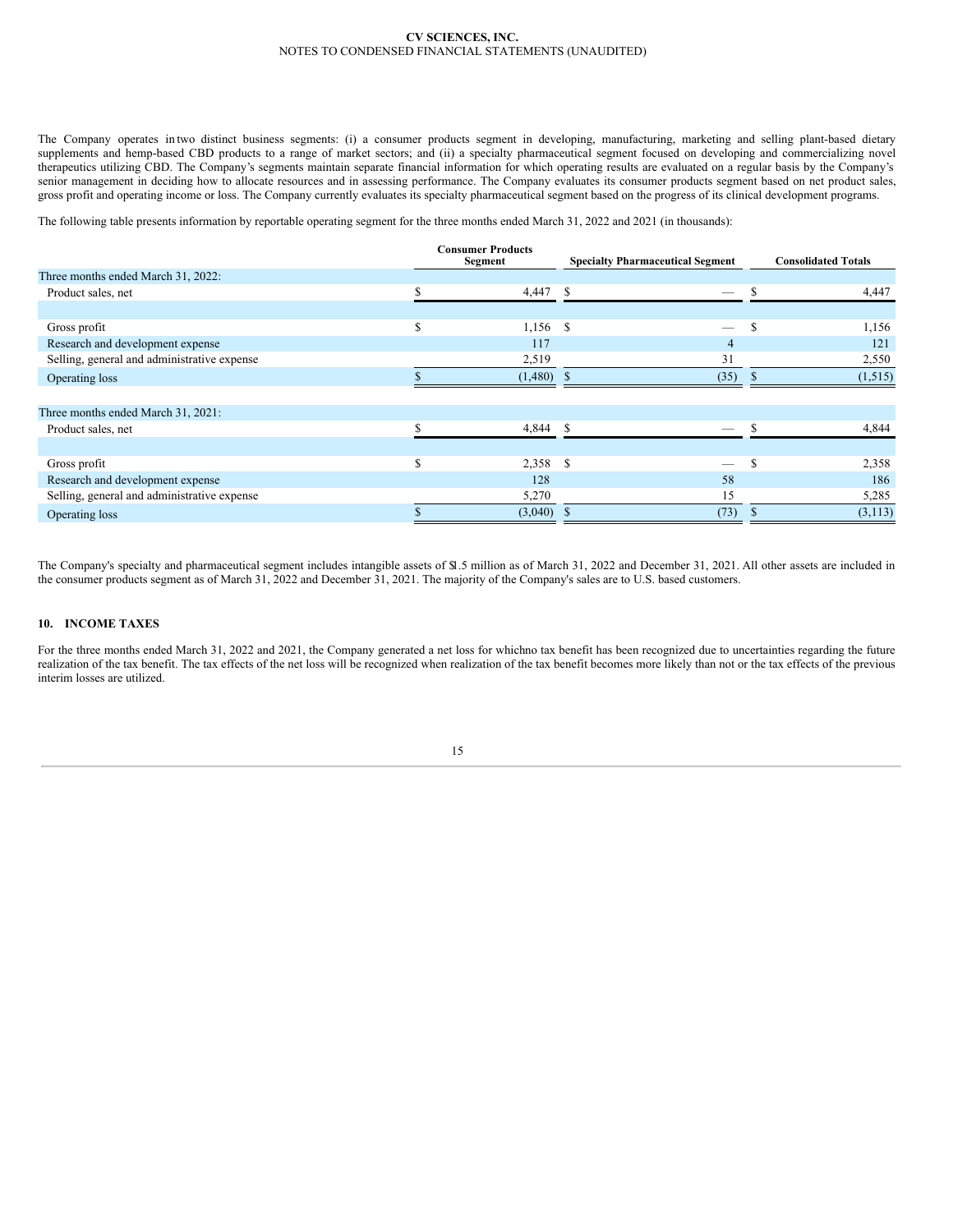The Company operates in two distinct business segments: (i) a consumer products segment in developing, manufacturing, marketing and selling plant-based dietary supplements and hemp-based CBD products to a range of market sectors; and (ii) a specialty pharmaceutical segment focused on developing and commercializing novel therapeutics utilizing CBD. The Company's segments maintain separate financial information for which operating results are evaluated on a regular basis by the Company's senior management in deciding how to allocate resources and in assessing performance. The Company evaluates its consumer products segment based on net product sales, gross profit and operating income or loss. The Company currently evaluates its specialty pharmaceutical segment based on the progress of its clinical development programs.

The following table presents information by reportable operating segment for the three months ended March 31, 2022 and 2021 (in thousands):

| | Consumer Products Segment | Specialty Pharmaceutical Segment | Consolidated Totals |
|---|---|---|---|
| Three months ended March 31, 2022: | | | |
| Product sales, net | $ 4,447 | $ — | $ 4,447 |
| | | | |
| Gross profit | $ 1,156 | $ — | $ 1,156 |
| Research and development expense | 117 | 4 | 121 |
| Selling, general and administrative expense | 2,519 | 31 | 2,550 |
| Operating loss | $ (1,480) | $ (35) | $ (1,515) |
| | | | |
| Three months ended March 31, 2021: | | | |
| Product sales, net | $ 4,844 | $ — | $ 4,844 |
| | | | |
| Gross profit | $ 2,358 | $ — | $ 2,358 |
| Research and development expense | 128 | 58 | 186 |
| Selling, general and administrative expense | 5,270 | 15 | 5,285 |
| Operating loss | $ (3,040) | $ (73) | $ (3,113) |

The Company's specialty and pharmaceutical segment includes intangible assets of $1.5 million as of March 31, 2022 and December 31, 2021. All other assets are included in the consumer products segment as of March 31, 2022 and December 31, 2021. The majority of the Company's sales are to U.S. based customers.

## 10. INCOME TAXES

For the three months ended March 31, 2022 and 2021, the Company generated a net loss for which no tax benefit has been recognized due to uncertainties regarding the future realization of the tax benefit. The tax effects of the net loss will be recognized when realization of the tax benefit becomes more likely than not or the tax effects of the previous interim losses are utilized.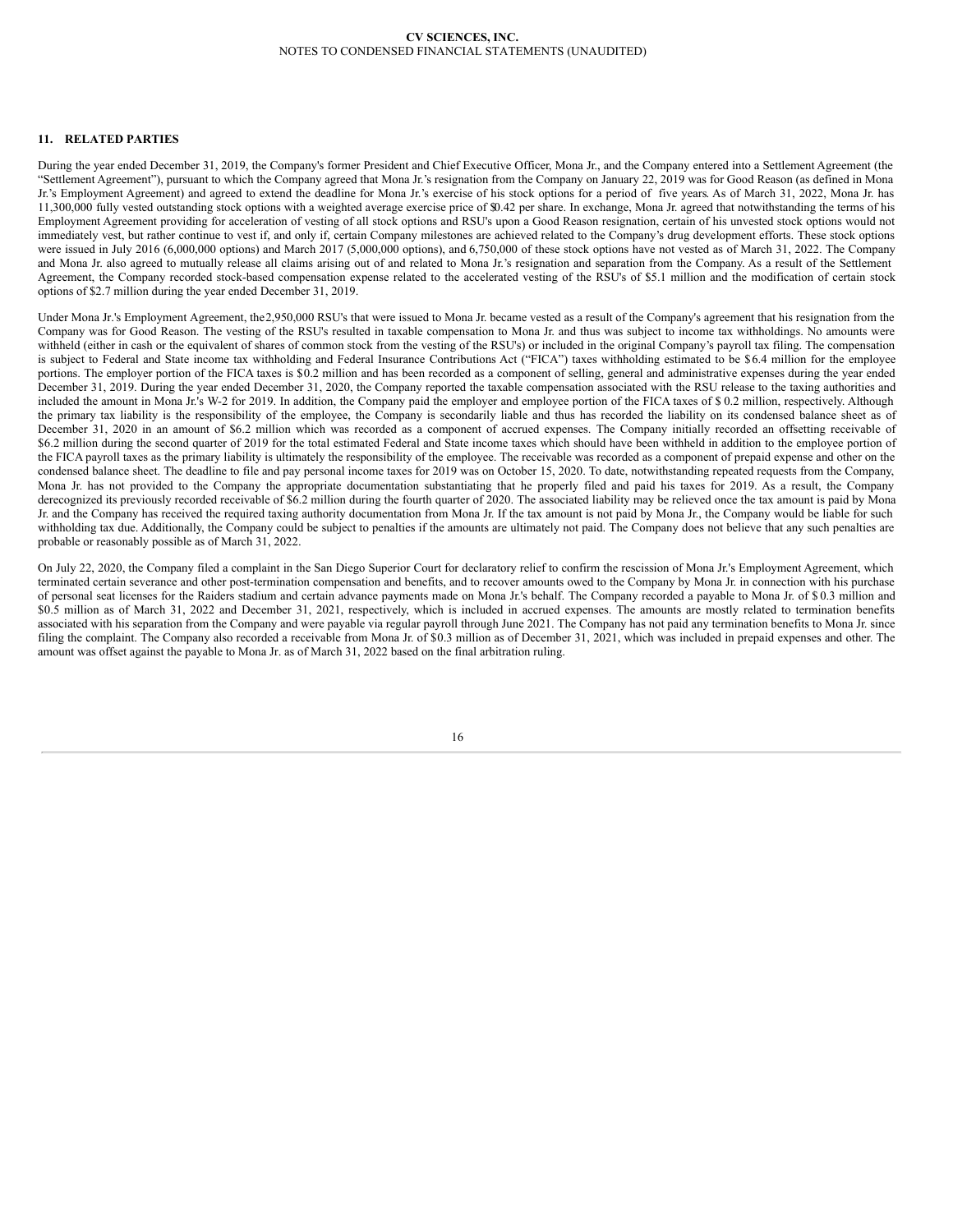## 11. RELATED PARTIES

During the year ended December 31, 2019, the Company's former President and Chief Executive Officer, Mona Jr., and the Company entered into a Settlement Agreement (the "Settlement Agreement"), pursuant to which the Company agreed that Mona Jr.'s resignation from the Company on January 22, 2019 was for Good Reason (as defined in Mona Jr.'s Employment Agreement) and agreed to extend the deadline for Mona Jr.'s exercise of his stock options for a period of five years. As of March 31, 2022, Mona Jr. has 11,300,000 fully vested outstanding stock options with a weighted average exercise price of $0.42 per share. In exchange, Mona Jr. agreed that notwithstanding the terms of his Employment Agreement providing for acceleration of vesting of all stock options and RSU's upon a Good Reason resignation, certain of his unvested stock options would not immediately vest, but rather continue to vest if, and only if, certain Company milestones are achieved related to the Company's drug development efforts. These stock options were issued in July 2016 (6,000,000 options) and March 2017 (5,000,000 options), and 6,750,000 of these stock options have not vested as of March 31, 2022. The Company and Mona Jr. also agreed to mutually release all claims arising out of and related to Mona Jr.'s resignation and separation from the Company. As a result of the Settlement Agreement, the Company recorded stock-based compensation expense related to the accelerated vesting of the RSU's of $5.1 million and the modification of certain stock options of $2.7 million during the year ended December 31, 2019.

Under Mona Jr.'s Employment Agreement, the 2,950,000 RSU's that were issued to Mona Jr. became vested as a result of the Company's agreement that his resignation from the Company was for Good Reason. The vesting of the RSU's resulted in taxable compensation to Mona Jr. and thus was subject to income tax withholdings. No amounts were withheld (either in cash or the equivalent of shares of common stock from the vesting of the RSU's) or included in the original Company's payroll tax filing. The compensation is subject to Federal and State income tax withholding and Federal Insurance Contributions Act ("FICA") taxes withholding estimated to be $6.4 million for the employee portions. The employer portion of the FICA taxes is $0.2 million and has been recorded as a component of selling, general and administrative expenses during the year ended December 31, 2019. During the year ended December 31, 2020, the Company reported the taxable compensation associated with the RSU release to the taxing authorities and included the amount in Mona Jr.'s W-2 for 2019. In addition, the Company paid the employer and employee portion of the FICA taxes of $ 0.2 million, respectively. Although the primary tax liability is the responsibility of the employee, the Company is secondarily liable and thus has recorded the liability on its condensed balance sheet as of December 31, 2020 in an amount of $6.2 million which was recorded as a component of accrued expenses. The Company initially recorded an offsetting receivable of $6.2 million during the second quarter of 2019 for the total estimated Federal and State income taxes which should have been withheld in addition to the employee portion of the FICA payroll taxes as the primary liability is ultimately the responsibility of the employee. The receivable was recorded as a component of prepaid expense and other on the condensed balance sheet. The deadline to file and pay personal income taxes for 2019 was on October 15, 2020. To date, notwithstanding repeated requests from the Company, Mona Jr. has not provided to the Company the appropriate documentation substantiating that he properly filed and paid his taxes for 2019. As a result, the Company derecognized its previously recorded receivable of $6.2 million during the fourth quarter of 2020. The associated liability may be relieved once the tax amount is paid by Mona Jr. and the Company has received the required taxing authority documentation from Mona Jr. If the tax amount is not paid by Mona Jr., the Company would be liable for such withholding tax due. Additionally, the Company could be subject to penalties if the amounts are ultimately not paid. The Company does not believe that any such penalties are probable or reasonably possible as of March 31, 2022.

On July 22, 2020, the Company filed a complaint in the San Diego Superior Court for declaratory relief to confirm the rescission of Mona Jr.'s Employment Agreement, which terminated certain severance and other post-termination compensation and benefits, and to recover amounts owed to the Company by Mona Jr. in connection with his purchase of personal seat licenses for the Raiders stadium and certain advance payments made on Mona Jr.'s behalf. The Company recorded a payable to Mona Jr. of $ 0.3 million and $0.5 million as of March 31, 2022 and December 31, 2021, respectively, which is included in accrued expenses. The amounts are mostly related to termination benefits associated with his separation from the Company and were payable via regular payroll through June 2021. The Company has not paid any termination benefits to Mona Jr. since filing the complaint. The Company also recorded a receivable from Mona Jr. of $0.3 million as of December 31, 2021, which was included in prepaid expenses and other. The amount was offset against the payable to Mona Jr. as of March 31, 2022 based on the final arbitration ruling.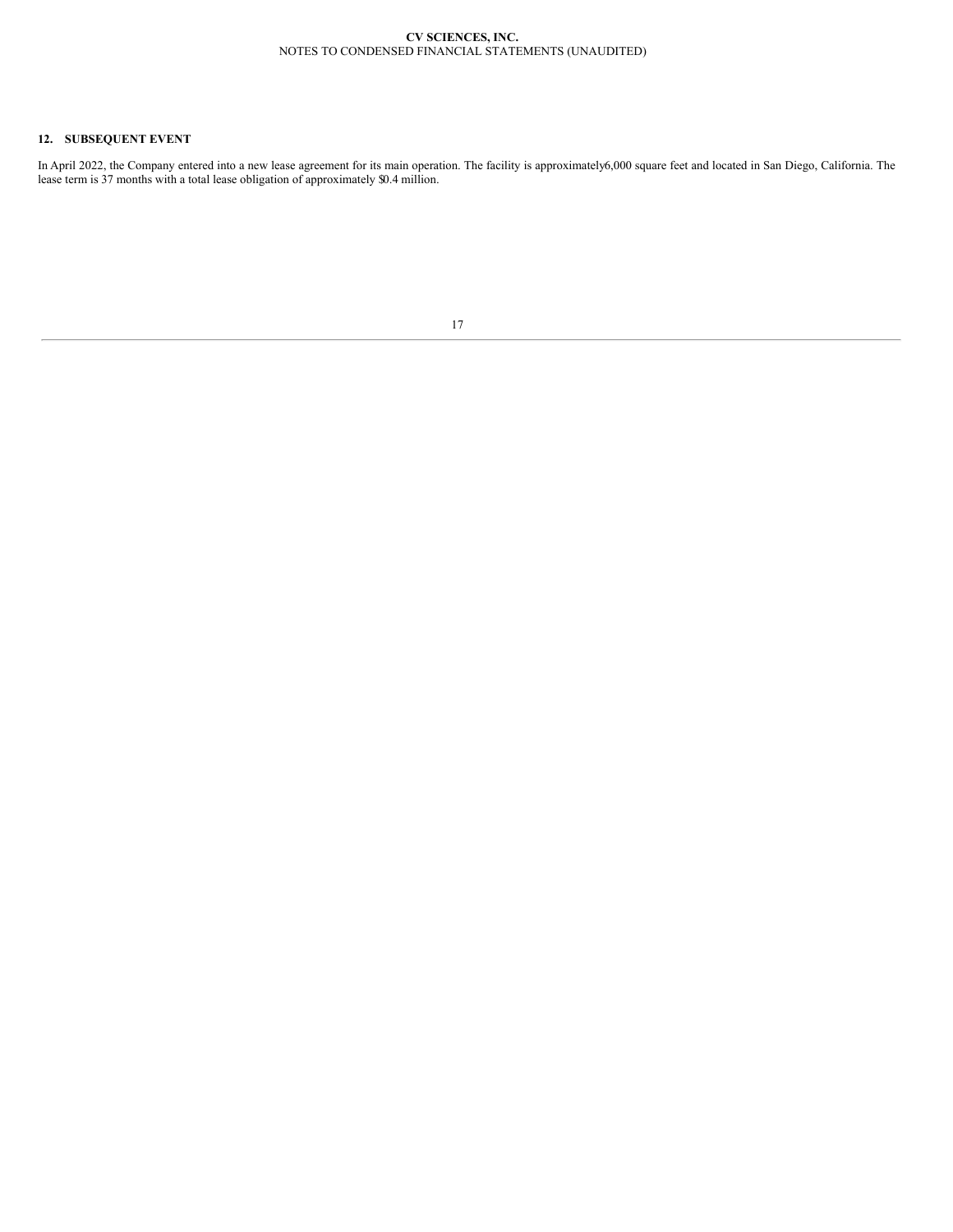## 12. SUBSEQUENT EVENT

In April 2022, the Company entered into a new lease agreement for its main operation. The facility is approximately 6,000 square feet and located in San Diego, California. The lease term is 37 months with a total lease obligation of approximately $0.4 million.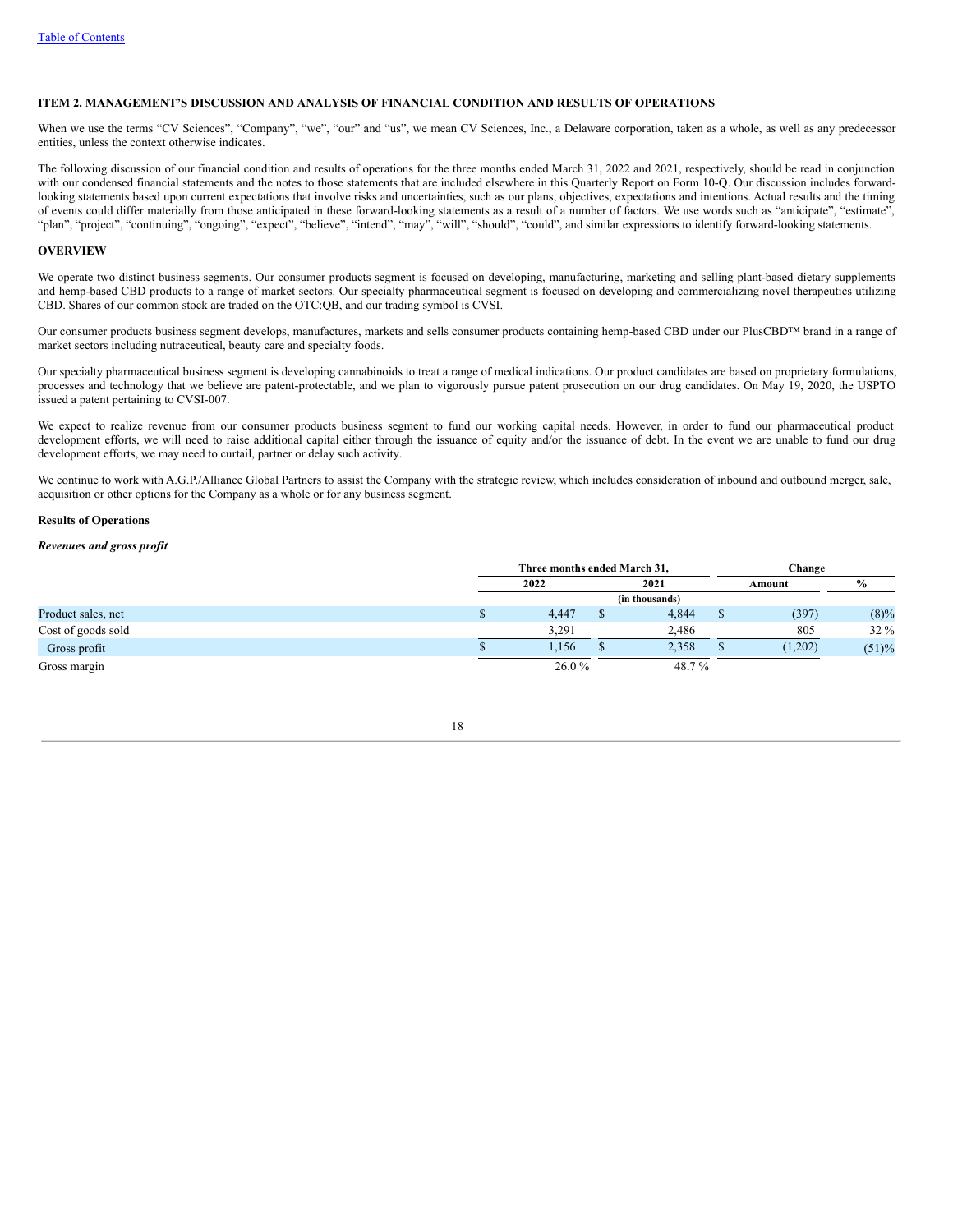Table of Contents

## ITEM 2. MANAGEMENT'S DISCUSSION AND ANALYSIS OF FINANCIAL CONDITION AND RESULTS OF OPERATIONS

When we use the terms "CV Sciences", "Company", "we", "our" and "us", we mean CV Sciences, Inc., a Delaware corporation, taken as a whole, as well as any predecessor entities, unless the context otherwise indicates.

The following discussion of our financial condition and results of operations for the three months ended March 31, 2022 and 2021, respectively, should be read in conjunction with our condensed financial statements and the notes to those statements that are included elsewhere in this Quarterly Report on Form 10-Q. Our discussion includes forward-looking statements based upon current expectations that involve risks and uncertainties, such as our plans, objectives, expectations and intentions. Actual results and the timing of events could differ materially from those anticipated in these forward-looking statements as a result of a number of factors. We use words such as "anticipate", "estimate", "plan", "project", "continuing", "ongoing", "expect", "believe", "intend", "may", "will", "should", "could", and similar expressions to identify forward-looking statements.

## OVERVIEW

We operate two distinct business segments. Our consumer products segment is focused on developing, manufacturing, marketing and selling plant-based dietary supplements and hemp-based CBD products to a range of market sectors. Our specialty pharmaceutical segment is focused on developing and commercializing novel therapeutics utilizing CBD. Shares of our common stock are traded on the OTC:QB, and our trading symbol is CVSI.

Our consumer products business segment develops, manufactures, markets and sells consumer products containing hemp-based CBD under our PlusCBD™ brand in a range of market sectors including nutraceutical, beauty care and specialty foods.

Our specialty pharmaceutical business segment is developing cannabinoids to treat a range of medical indications. Our product candidates are based on proprietary formulations, processes and technology that we believe are patent-protectable, and we plan to vigorously pursue patent prosecution on our drug candidates. On May 19, 2020, the USPTO issued a patent pertaining to CVSI-007.

We expect to realize revenue from our consumer products business segment to fund our working capital needs. However, in order to fund our pharmaceutical product development efforts, we will need to raise additional capital either through the issuance of equity and/or the issuance of debt. In the event we are unable to fund our drug development efforts, we may need to curtail, partner or delay such activity.

We continue to work with A.G.P./Alliance Global Partners to assist the Company with the strategic review, which includes consideration of inbound and outbound merger, sale, acquisition or other options for the Company as a whole or for any business segment.

### Results of Operations

#### *Revenues and gross profit*

| | Three months ended March 31, | | Change | |
|---|---|---|---|---|
| | 2022 | 2021 | Amount | % |
| | (in thousands) | | | |
| Product sales, net | $ 4,447 | $ 4,844 | $ (397) | (8)% |
| Cost of goods sold | 3,291 | 2,486 | 805 | 32 % |
| Gross profit | $ 1,156 | $ 2,358 | $ (1,202) | (51)% |
| Gross margin | 26.0 % | 48.7 % | | |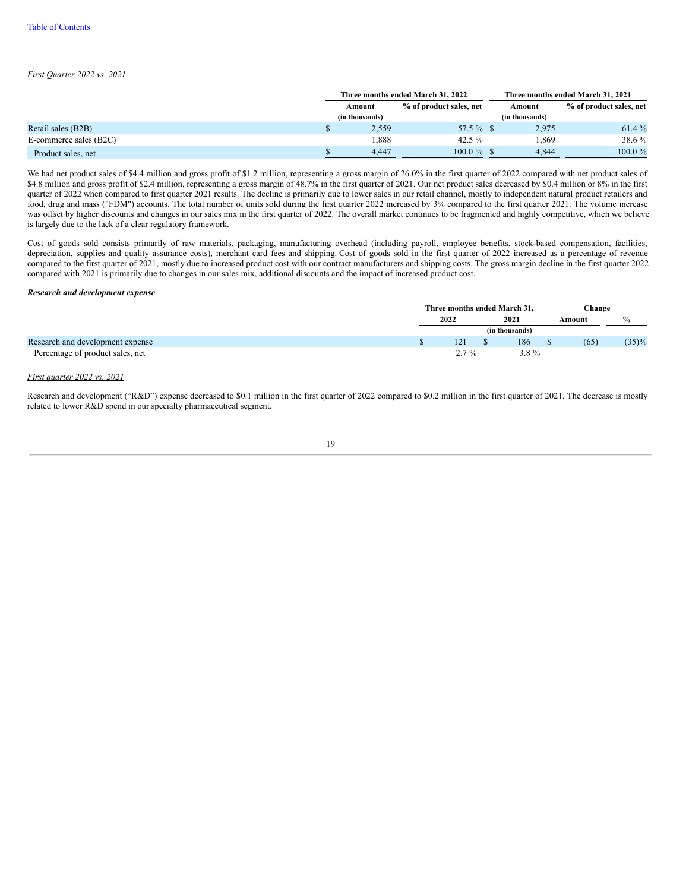*First Quarter 2022 vs. 2021*

| | Three months ended March 31, 2022 | | Three months ended March 31, 2021 | |
|---|---|---|---|---|
| | Amount | % of product sales, net | Amount | % of product sales, net |
| | (in thousands) | | (in thousands) | |
| Retail sales (B2B) | $ 2,559 | 57.5 % | $ 2,975 | 61.4 % |
| E-commerce sales (B2C) | 1,888 | 42.5 % | 1,869 | 38.6 % |
| Product sales, net | $ 4,447 | 100.0 % | $ 4,844 | 100.0 % |

We had net product sales of $4.4 million and gross profit of $1.2 million, representing a gross margin of 26.0% in the first quarter of 2022 compared with net product sales of $4.8 million and gross profit of $2.4 million, representing a gross margin of 48.7% in the first quarter of 2021. Our net product sales decreased by $0.4 million or 8% in the first quarter of 2022 when compared to first quarter 2021 results. The decline is primarily due to lower sales in our retail channel, mostly to independent natural product retailers and food, drug and mass ("FDM") accounts. The total number of units sold during the first quarter 2022 increased by 3% compared to the first quarter 2021. The volume increase was offset by higher discounts and changes in our sales mix in the first quarter of 2022. The overall market continues to be fragmented and highly competitive, which we believe is largely due to the lack of a clear regulatory framework.

Cost of goods sold consists primarily of raw materials, packaging, manufacturing overhead (including payroll, employee benefits, stock-based compensation, facilities, depreciation, supplies and quality assurance costs), merchant card fees and shipping. Cost of goods sold in the first quarter of 2022 increased as a percentage of revenue compared to the first quarter of 2021, mostly due to increased product cost with our contract manufacturers and shipping costs. The gross margin decline in the first quarter 2022 compared with 2021 is primarily due to changes in our sales mix, additional discounts and the impact of increased product cost.

***Research and development expense***

| | Three months ended March 31, | | Change | |
|---|---|---|---|---|
| | 2022 | 2021 | Amount | % |
| | (in thousands) | | | |
| Research and development expense | $ 121 | $ 186 | $ (65) | (35)% |
| Percentage of product sales, net | 2.7 % | 3.8 % | | |

*First quarter 2022 vs. 2021*

Research and development ("R&D") expense decreased to $0.1 million in the first quarter of 2022 compared to $0.2 million in the first quarter of 2021. The decrease is mostly related to lower R&D spend in our specialty pharmaceutical segment.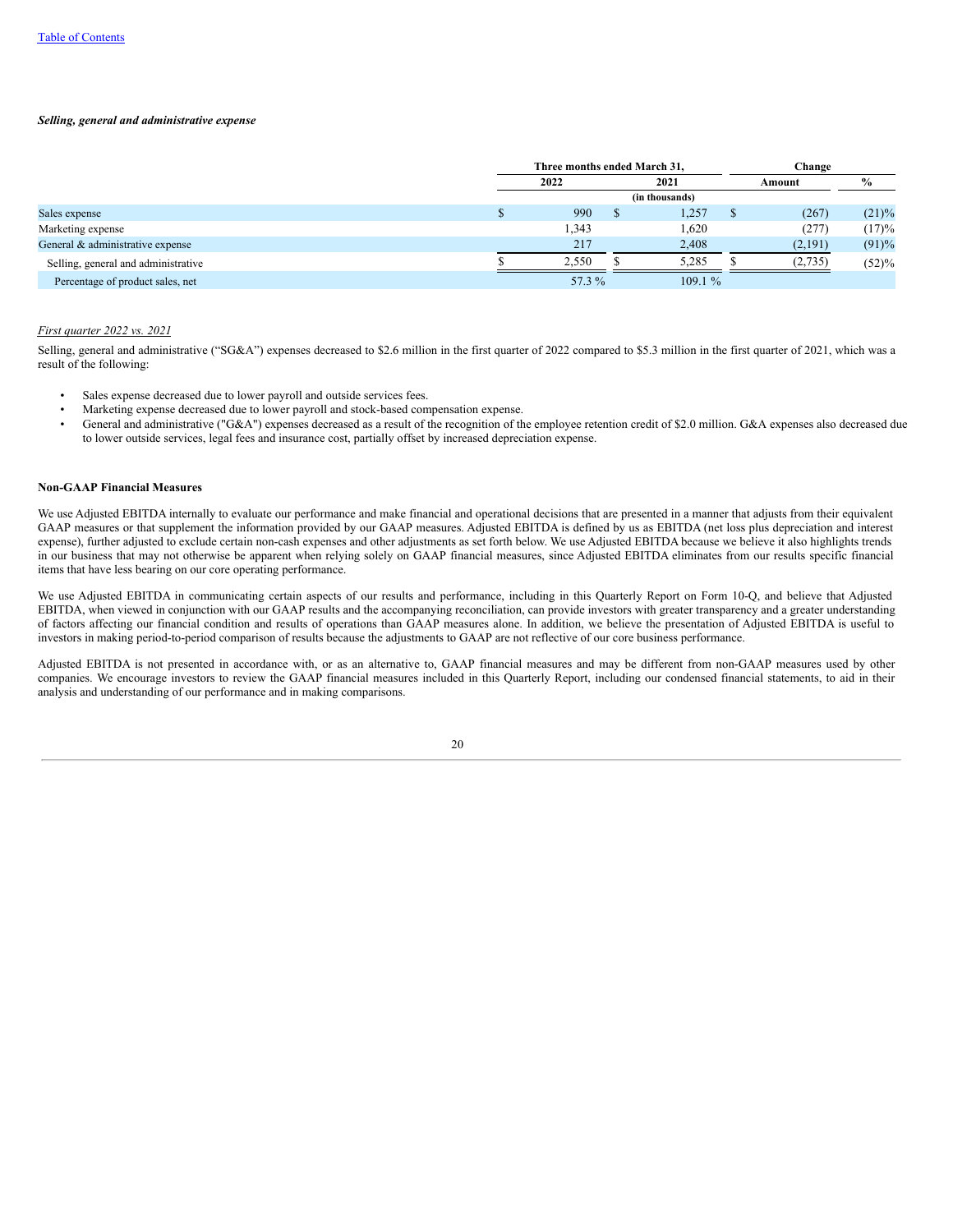*Selling, general and administrative expense*

| | Three months ended March 31, | | Change | |
|---|---|---|---|---|
| | 2022 | 2021 | Amount | % |
| | (in thousands) | | | |
| Sales expense | $ 990 | $ 1,257 | $ (267) | (21)% |
| Marketing expense | 1,343 | 1,620 | (277) | (17)% |
| General & administrative expense | 217 | 2,408 | (2,191) | (91)% |
| Selling, general and administrative | $ 2,550 | $ 5,285 | $ (2,735) | (52)% |
| Percentage of product sales, net | 57.3 % | 109.1 % | | |

*First quarter 2022 vs. 2021*

Selling, general and administrative ("SG&A") expenses decreased to $2.6 million in the first quarter of 2022 compared to $5.3 million in the first quarter of 2021, which was a result of the following:

- Sales expense decreased due to lower payroll and outside services fees.
- Marketing expense decreased due to lower payroll and stock-based compensation expense.
- General and administrative ("G&A") expenses decreased as a result of the recognition of the employee retention credit of $2.0 million. G&A expenses also decreased due to lower outside services, legal fees and insurance cost, partially offset by increased depreciation expense.

**Non-GAAP Financial Measures**

We use Adjusted EBITDA internally to evaluate our performance and make financial and operational decisions that are presented in a manner that adjusts from their equivalent GAAP measures or that supplement the information provided by our GAAP measures. Adjusted EBITDA is defined by us as EBITDA (net loss plus depreciation and interest expense), further adjusted to exclude certain non-cash expenses and other adjustments as set forth below. We use Adjusted EBITDA because we believe it also highlights trends in our business that may not otherwise be apparent when relying solely on GAAP financial measures, since Adjusted EBITDA eliminates from our results specific financial items that have less bearing on our core operating performance.

We use Adjusted EBITDA in communicating certain aspects of our results and performance, including in this Quarterly Report on Form 10-Q, and believe that Adjusted EBITDA, when viewed in conjunction with our GAAP results and the accompanying reconciliation, can provide investors with greater transparency and a greater understanding of factors affecting our financial condition and results of operations than GAAP measures alone. In addition, we believe the presentation of Adjusted EBITDA is useful to investors in making period-to-period comparison of results because the adjustments to GAAP are not reflective of our core business performance.

Adjusted EBITDA is not presented in accordance with, or as an alternative to, GAAP financial measures and may be different from non-GAAP measures used by other companies. We encourage investors to review the GAAP financial measures included in this Quarterly Report, including our condensed financial statements, to aid in their analysis and understanding of our performance and in making comparisons.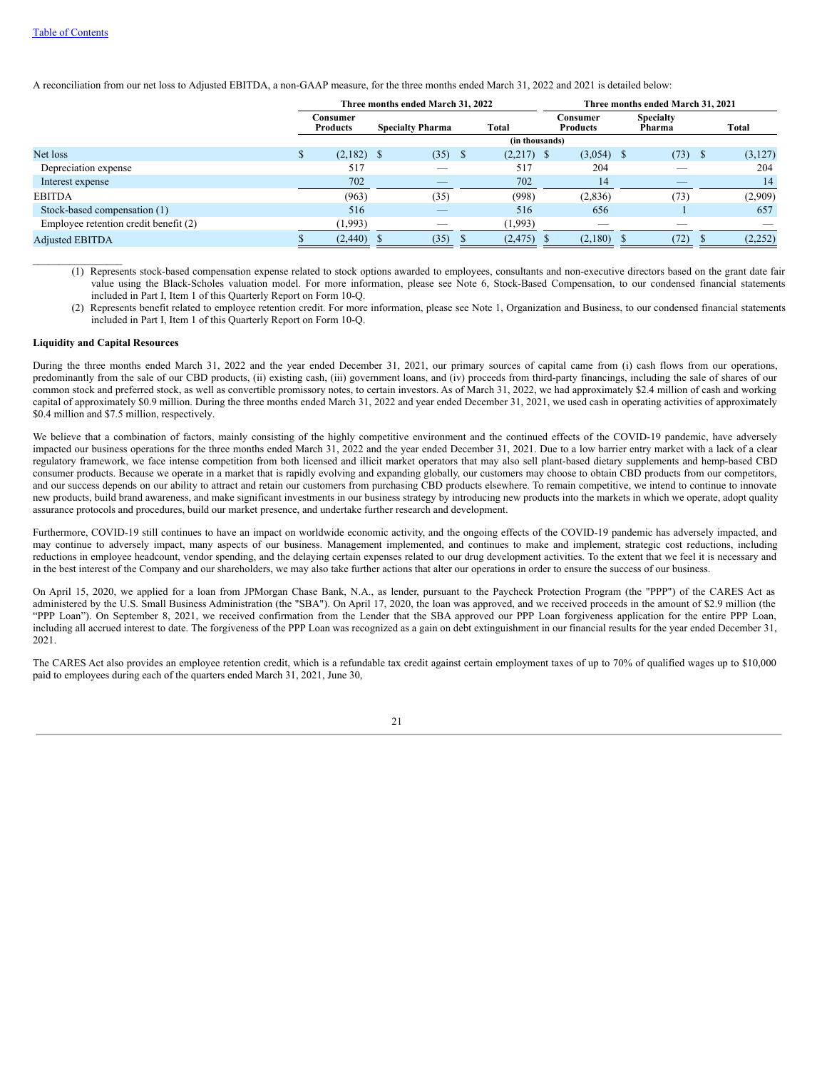A reconciliation from our net loss to Adjusted EBITDA, a non-GAAP measure, for the three months ended March 31, 2022 and 2021 is detailed below:

| | Three months ended March 31, 2022 | | | Three months ended March 31, 2021 | | |
|---|---|---|---|---|---|---|
| | Consumer Products | Specialty Pharma | Total | Consumer Products | Specialty Pharma | Total |
| | (in thousands) | | | | | |
| Net loss | $ (2,182) | $ (35) | $ (2,217) | $ (3,054) | $ (73) | $ (3,127) |
| Depreciation expense | 517 | — | 517 | 204 | — | 204 |
| Interest expense | 702 | — | 702 | 14 | — | 14 |
| EBITDA | (963) | (35) | (998) | (2,836) | (73) | (2,909) |
| Stock-based compensation (1) | 516 | — | 516 | 656 | 1 | 657 |
| Employee retention credit benefit (2) | (1,993) | — | (1,993) | — | — | — |
| Adjusted EBITDA | $ (2,440) | $ (35) | $ (2,475) | $ (2,180) | $ (72) | $ (2,252) |

(1) Represents stock-based compensation expense related to stock options awarded to employees, consultants and non-executive directors based on the grant date fair value using the Black-Scholes valuation model. For more information, please see Note 6, Stock-Based Compensation, to our condensed financial statements included in Part I, Item 1 of this Quarterly Report on Form 10-Q.

(2) Represents benefit related to employee retention credit. For more information, please see Note 1, Organization and Business, to our condensed financial statements included in Part I, Item 1 of this Quarterly Report on Form 10-Q.

**Liquidity and Capital Resources**

During the three months ended March 31, 2022 and the year ended December 31, 2021, our primary sources of capital came from (i) cash flows from our operations, predominantly from the sale of our CBD products, (ii) existing cash, (iii) government loans, and (iv) proceeds from third-party financings, including the sale of shares of our common stock and preferred stock, as well as convertible promissory notes, to certain investors. As of March 31, 2022, we had approximately $2.4 million of cash and working capital of approximately $0.9 million. During the three months ended March 31, 2022 and year ended December 31, 2021, we used cash in operating activities of approximately $0.4 million and $7.5 million, respectively.

We believe that a combination of factors, mainly consisting of the highly competitive environment and the continued effects of the COVID-19 pandemic, have adversely impacted our business operations for the three months ended March 31, 2022 and the year ended December 31, 2021. Due to a low barrier entry market with a lack of a clear regulatory framework, we face intense competition from both licensed and illicit market operators that may also sell plant-based dietary supplements and hemp-based CBD consumer products. Because we operate in a market that is rapidly evolving and expanding globally, our customers may choose to obtain CBD products from our competitors, and our success depends on our ability to attract and retain our customers from purchasing CBD products elsewhere. To remain competitive, we intend to continue to innovate new products, build brand awareness, and make significant investments in our business strategy by introducing new products into the markets in which we operate, adopt quality assurance protocols and procedures, build our market presence, and undertake further research and development.

Furthermore, COVID-19 still continues to have an impact on worldwide economic activity, and the ongoing effects of the COVID-19 pandemic has adversely impacted, and may continue to adversely impact, many aspects of our business. Management implemented, and continues to make and implement, strategic cost reductions, including reductions in employee headcount, vendor spending, and the delaying certain expenses related to our drug development activities. To the extent that we feel it is necessary and in the best interest of the Company and our shareholders, we may also take further actions that alter our operations in order to ensure the success of our business.

On April 15, 2020, we applied for a loan from JPMorgan Chase Bank, N.A., as lender, pursuant to the Paycheck Protection Program (the "PPP") of the CARES Act as administered by the U.S. Small Business Administration (the "SBA"). On April 17, 2020, the loan was approved, and we received proceeds in the amount of $2.9 million (the "PPP Loan"). On September 8, 2021, we received confirmation from the Lender that the SBA approved our PPP Loan forgiveness application for the entire PPP Loan, including all accrued interest to date. The forgiveness of the PPP Loan was recognized as a gain on debt extinguishment in our financial results for the year ended December 31, 2021.

The CARES Act also provides an employee retention credit, which is a refundable tax credit against certain employment taxes of up to 70% of qualified wages up to $10,000 paid to employees during each of the quarters ended March 31, 2021, June 30,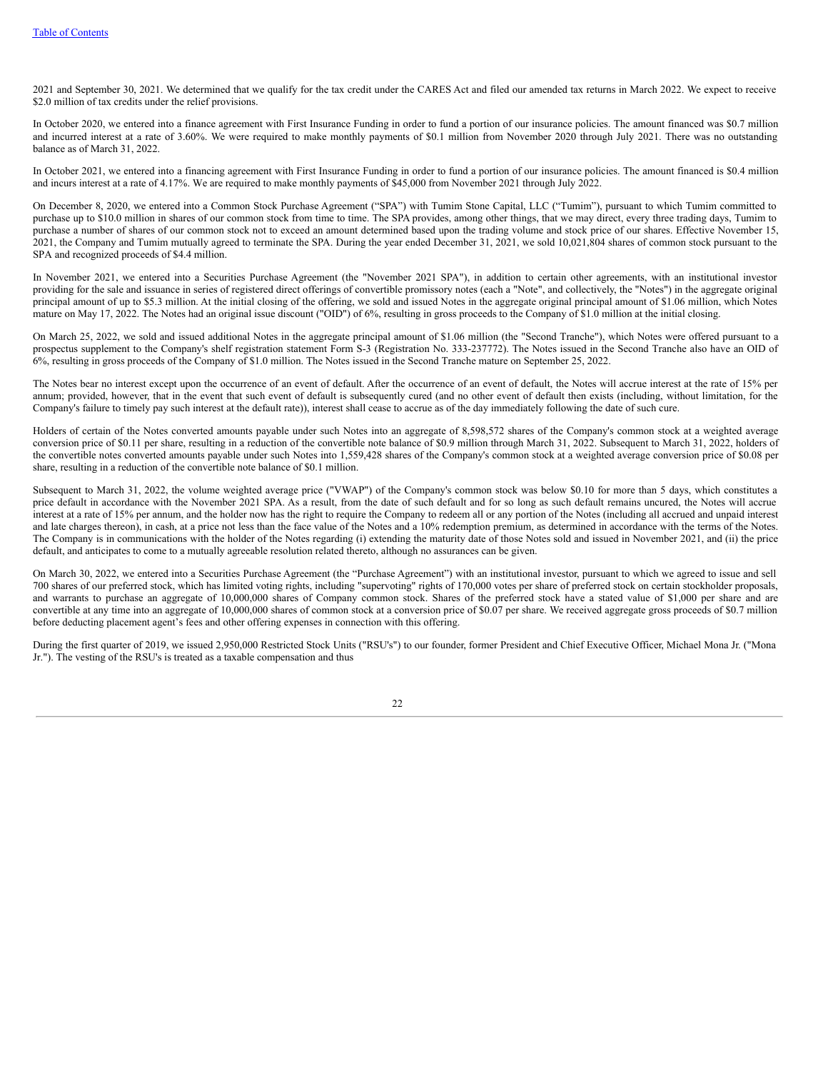2021 and September 30, 2021. We determined that we qualify for the tax credit under the CARES Act and filed our amended tax returns in March 2022. We expect to receive $2.0 million of tax credits under the relief provisions.

In October 2020, we entered into a finance agreement with First Insurance Funding in order to fund a portion of our insurance policies. The amount financed was $0.7 million and incurred interest at a rate of 3.60%. We were required to make monthly payments of $0.1 million from November 2020 through July 2021. There was no outstanding balance as of March 31, 2022.

In October 2021, we entered into a financing agreement with First Insurance Funding in order to fund a portion of our insurance policies. The amount financed is $0.4 million and incurs interest at a rate of 4.17%. We are required to make monthly payments of $45,000 from November 2021 through July 2022.

On December 8, 2020, we entered into a Common Stock Purchase Agreement ("SPA") with Tumim Stone Capital, LLC ("Tumim"), pursuant to which Tumim committed to purchase up to $10.0 million in shares of our common stock from time to time. The SPA provides, among other things, that we may direct, every three trading days, Tumim to purchase a number of shares of our common stock not to exceed an amount determined based upon the trading volume and stock price of our shares. Effective November 15, 2021, the Company and Tumim mutually agreed to terminate the SPA. During the year ended December 31, 2021, we sold 10,021,804 shares of common stock pursuant to the SPA and recognized proceeds of $4.4 million.

In November 2021, we entered into a Securities Purchase Agreement (the "November 2021 SPA"), in addition to certain other agreements, with an institutional investor providing for the sale and issuance in series of registered direct offerings of convertible promissory notes (each a "Note", and collectively, the "Notes") in the aggregate original principal amount of up to $5.3 million. At the initial closing of the offering, we sold and issued Notes in the aggregate original principal amount of $1.06 million, which Notes mature on May 17, 2022. The Notes had an original issue discount ("OID") of 6%, resulting in gross proceeds to the Company of $1.0 million at the initial closing.

On March 25, 2022, we sold and issued additional Notes in the aggregate principal amount of $1.06 million (the "Second Tranche"), which Notes were offered pursuant to a prospectus supplement to the Company's shelf registration statement Form S-3 (Registration No. 333-237772). The Notes issued in the Second Tranche also have an OID of 6%, resulting in gross proceeds of the Company of $1.0 million. The Notes issued in the Second Tranche mature on September 25, 2022.

The Notes bear no interest except upon the occurrence of an event of default. After the occurrence of an event of default, the Notes will accrue interest at the rate of 15% per annum; provided, however, that in the event that such event of default is subsequently cured (and no other event of default then exists (including, without limitation, for the Company's failure to timely pay such interest at the default rate)), interest shall cease to accrue as of the day immediately following the date of such cure.

Holders of certain of the Notes converted amounts payable under such Notes into an aggregate of 8,598,572 shares of the Company's common stock at a weighted average conversion price of $0.11 per share, resulting in a reduction of the convertible note balance of $0.9 million through March 31, 2022. Subsequent to March 31, 2022, holders of the convertible notes converted amounts payable under such Notes into 1,559,428 shares of the Company's common stock at a weighted average conversion price of $0.08 per share, resulting in a reduction of the convertible note balance of $0.1 million.

Subsequent to March 31, 2022, the volume weighted average price ("VWAP") of the Company's common stock was below $0.10 for more than 5 days, which constitutes a price default in accordance with the November 2021 SPA. As a result, from the date of such default and for so long as such default remains uncured, the Notes will accrue interest at a rate of 15% per annum, and the holder now has the right to require the Company to redeem all or any portion of the Notes (including all accrued and unpaid interest and late charges thereon), in cash, at a price not less than the face value of the Notes and a 10% redemption premium, as determined in accordance with the terms of the Notes. The Company is in communications with the holder of the Notes regarding (i) extending the maturity date of those Notes sold and issued in November 2021, and (ii) the price default, and anticipates to come to a mutually agreeable resolution related thereto, although no assurances can be given.

On March 30, 2022, we entered into a Securities Purchase Agreement (the "Purchase Agreement") with an institutional investor, pursuant to which we agreed to issue and sell 700 shares of our preferred stock, which has limited voting rights, including "supervoting" rights of 170,000 votes per share of preferred stock on certain stockholder proposals, and warrants to purchase an aggregate of 10,000,000 shares of Company common stock. Shares of the preferred stock have a stated value of $1,000 per share and are convertible at any time into an aggregate of 10,000,000 shares of common stock at a conversion price of $0.07 per share. We received aggregate gross proceeds of $0.7 million before deducting placement agent's fees and other offering expenses in connection with this offering.

During the first quarter of 2019, we issued 2,950,000 Restricted Stock Units ("RSU's") to our founder, former President and Chief Executive Officer, Michael Mona Jr. ("Mona Jr."). The vesting of the RSU's is treated as a taxable compensation and thus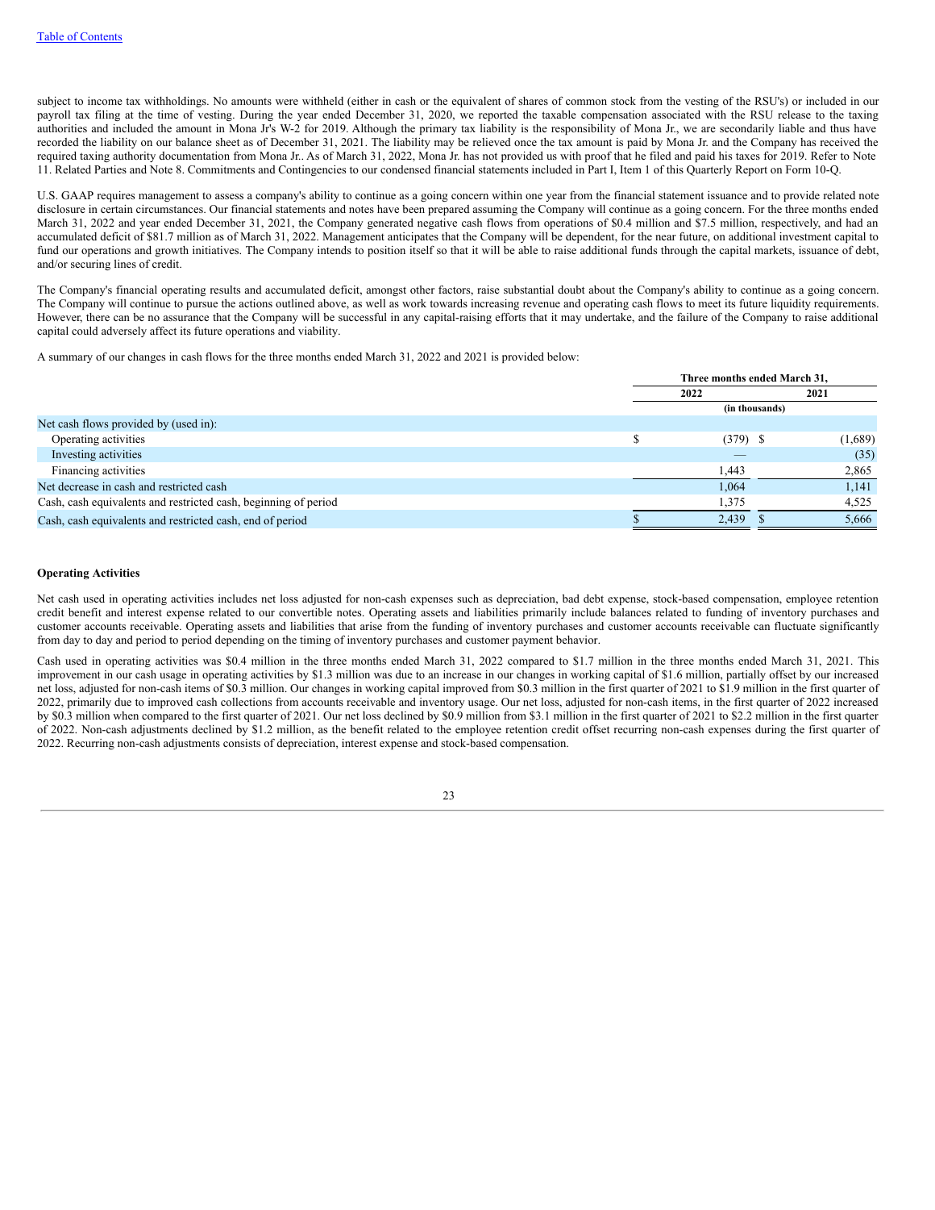subject to income tax withholdings. No amounts were withheld (either in cash or the equivalent of shares of common stock from the vesting of the RSU's) or included in our payroll tax filing at the time of vesting. During the year ended December 31, 2020, we reported the taxable compensation associated with the RSU release to the taxing authorities and included the amount in Mona Jr's W-2 for 2019. Although the primary tax liability is the responsibility of Mona Jr., we are secondarily liable and thus have recorded the liability on our balance sheet as of December 31, 2021. The liability may be relieved once the tax amount is paid by Mona Jr. and the Company has received the required taxing authority documentation from Mona Jr.. As of March 31, 2022, Mona Jr. has not provided us with proof that he filed and paid his taxes for 2019. Refer to Note 11. Related Parties and Note 8. Commitments and Contingencies to our condensed financial statements included in Part I, Item 1 of this Quarterly Report on Form 10-Q.

U.S. GAAP requires management to assess a company's ability to continue as a going concern within one year from the financial statement issuance and to provide related note disclosure in certain circumstances. Our financial statements and notes have been prepared assuming the Company will continue as a going concern. For the three months ended March 31, 2022 and year ended December 31, 2021, the Company generated negative cash flows from operations of $0.4 million and $7.5 million, respectively, and had an accumulated deficit of $81.7 million as of March 31, 2022. Management anticipates that the Company will be dependent, for the near future, on additional investment capital to fund our operations and growth initiatives. The Company intends to position itself so that it will be able to raise additional funds through the capital markets, issuance of debt, and/or securing lines of credit.

The Company's financial operating results and accumulated deficit, amongst other factors, raise substantial doubt about the Company's ability to continue as a going concern. The Company will continue to pursue the actions outlined above, as well as work towards increasing revenue and operating cash flows to meet its future liquidity requirements. However, there can be no assurance that the Company will be successful in any capital-raising efforts that it may undertake, and the failure of the Company to raise additional capital could adversely affect its future operations and viability.

A summary of our changes in cash flows for the three months ended March 31, 2022 and 2021 is provided below:

| | Three months ended March 31, | |
|---|---|---|
| | 2022 | 2021 |
| | (in thousands) | |
| Net cash flows provided by (used in): | | |
| Operating activities | $ (379) | $ (1,689) |
| Investing activities | — | (35) |
| Financing activities | 1,443 | 2,865 |
| Net decrease in cash and restricted cash | 1,064 | 1,141 |
| Cash, cash equivalents and restricted cash, beginning of period | 1,375 | 4,525 |
| Cash, cash equivalents and restricted cash, end of period | $ 2,439 | $ 5,666 |

**Operating Activities**

Net cash used in operating activities includes net loss adjusted for non-cash expenses such as depreciation, bad debt expense, stock-based compensation, employee retention credit benefit and interest expense related to our convertible notes. Operating assets and liabilities primarily include balances related to funding of inventory purchases and customer accounts receivable. Operating assets and liabilities that arise from the funding of inventory purchases and customer accounts receivable can fluctuate significantly from day to day and period to period depending on the timing of inventory purchases and customer payment behavior.

Cash used in operating activities was $0.4 million in the three months ended March 31, 2022 compared to $1.7 million in the three months ended March 31, 2021. This improvement in our cash usage in operating activities by $1.3 million was due to an increase in our changes in working capital of $1.6 million, partially offset by our increased net loss, adjusted for non-cash items of $0.3 million. Our changes in working capital improved from $0.3 million in the first quarter of 2021 to $1.9 million in the first quarter of 2022, primarily due to improved cash collections from accounts receivable and inventory usage. Our net loss, adjusted for non-cash items, in the first quarter of 2022 increased by $0.3 million when compared to the first quarter of 2021. Our net loss declined by $0.9 million from $3.1 million in the first quarter of 2021 to $2.2 million in the first quarter of 2022. Non-cash adjustments declined by $1.2 million, as the benefit related to the employee retention credit offset recurring non-cash expenses during the first quarter of 2022. Recurring non-cash adjustments consists of depreciation, interest expense and stock-based compensation.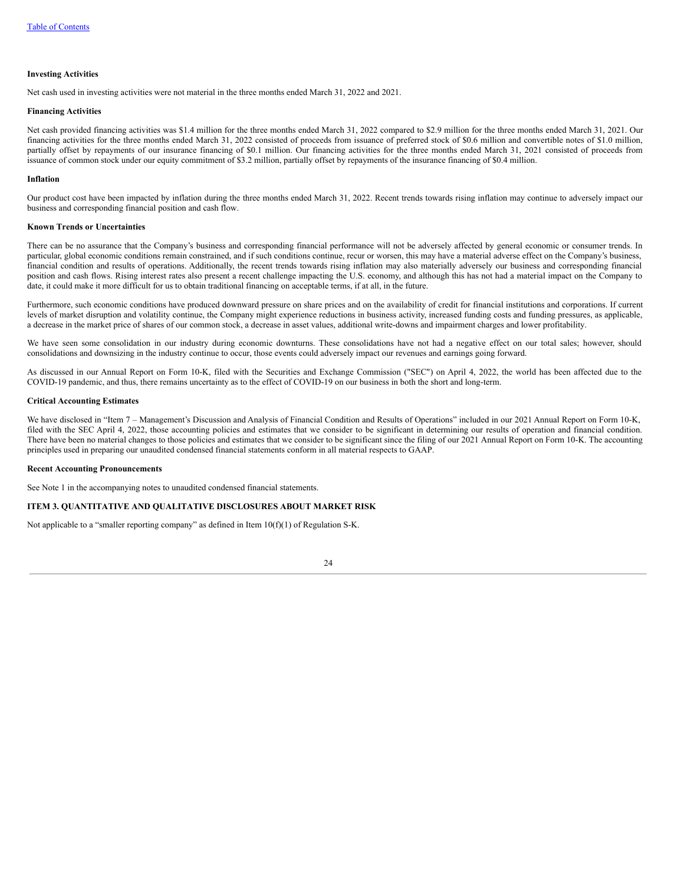**Investing Activities**

Net cash used in investing activities were not material in the three months ended March 31, 2022 and 2021.

**Financing Activities**

Net cash provided financing activities was $1.4 million for the three months ended March 31, 2022 compared to $2.9 million for the three months ended March 31, 2021. Our financing activities for the three months ended March 31, 2022 consisted of proceeds from issuance of preferred stock of $0.6 million and convertible notes of $1.0 million, partially offset by repayments of our insurance financing of $0.1 million. Our financing activities for the three months ended March 31, 2021 consisted of proceeds from issuance of common stock under our equity commitment of $3.2 million, partially offset by repayments of the insurance financing of $0.4 million.

**Inflation**

Our product cost have been impacted by inflation during the three months ended March 31, 2022. Recent trends towards rising inflation may continue to adversely impact our business and corresponding financial position and cash flow.

**Known Trends or Uncertainties**

There can be no assurance that the Company's business and corresponding financial performance will not be adversely affected by general economic or consumer trends. In particular, global economic conditions remain constrained, and if such conditions continue, recur or worsen, this may have a material adverse effect on the Company's business, financial condition and results of operations. Additionally, the recent trends towards rising inflation may also materially adversely our business and corresponding financial position and cash flows. Rising interest rates also present a recent challenge impacting the U.S. economy, and although this has not had a material impact on the Company to date, it could make it more difficult for us to obtain traditional financing on acceptable terms, if at all, in the future.

Furthermore, such economic conditions have produced downward pressure on share prices and on the availability of credit for financial institutions and corporations. If current levels of market disruption and volatility continue, the Company might experience reductions in business activity, increased funding costs and funding pressures, as applicable, a decrease in the market price of shares of our common stock, a decrease in asset values, additional write-downs and impairment charges and lower profitability.

We have seen some consolidation in our industry during economic downturns. These consolidations have not had a negative effect on our total sales; however, should consolidations and downsizing in the industry continue to occur, those events could adversely impact our revenues and earnings going forward.

As discussed in our Annual Report on Form 10-K, filed with the Securities and Exchange Commission ("SEC") on April 4, 2022, the world has been affected due to the COVID-19 pandemic, and thus, there remains uncertainty as to the effect of COVID-19 on our business in both the short and long-term.

**Critical Accounting Estimates**

We have disclosed in "Item 7 – Management's Discussion and Analysis of Financial Condition and Results of Operations" included in our 2021 Annual Report on Form 10-K, filed with the SEC April 4, 2022, those accounting policies and estimates that we consider to be significant in determining our results of operation and financial condition. There have been no material changes to those policies and estimates that we consider to be significant since the filing of our 2021 Annual Report on Form 10-K. The accounting principles used in preparing our unaudited condensed financial statements conform in all material respects to GAAP.

**Recent Accounting Pronouncements**

See Note 1 in the accompanying notes to unaudited condensed financial statements.

## ITEM 3. QUANTITATIVE AND QUALITATIVE DISCLOSURES ABOUT MARKET RISK

Not applicable to a "smaller reporting company" as defined in Item 10(f)(1) of Regulation S-K.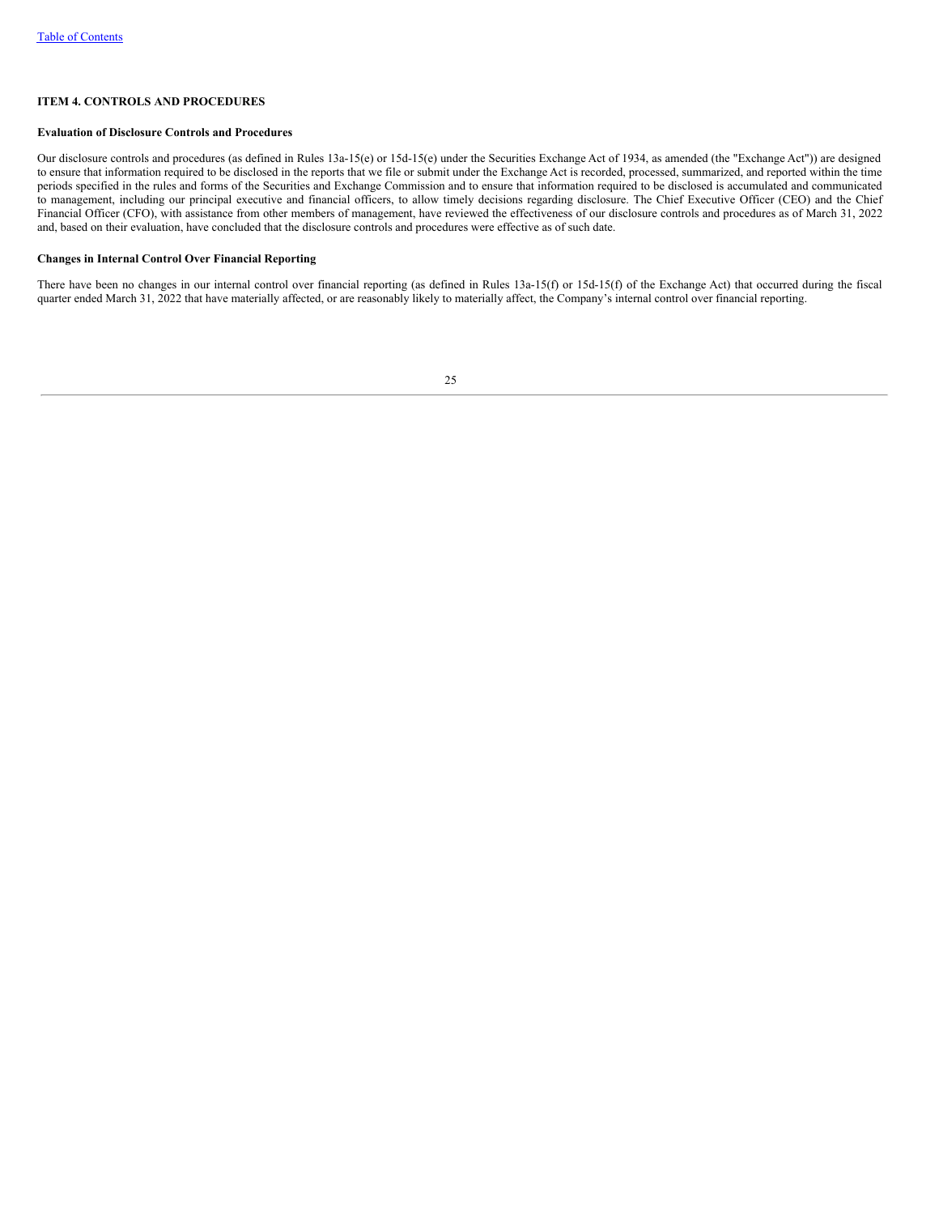## ITEM 4. CONTROLS AND PROCEDURES

### Evaluation of Disclosure Controls and Procedures

Our disclosure controls and procedures (as defined in Rules 13a-15(e) or 15d-15(e) under the Securities Exchange Act of 1934, as amended (the "Exchange Act")) are designed to ensure that information required to be disclosed in the reports that we file or submit under the Exchange Act is recorded, processed, summarized, and reported within the time periods specified in the rules and forms of the Securities and Exchange Commission and to ensure that information required to be disclosed is accumulated and communicated to management, including our principal executive and financial officers, to allow timely decisions regarding disclosure. The Chief Executive Officer (CEO) and the Chief Financial Officer (CFO), with assistance from other members of management, have reviewed the effectiveness of our disclosure controls and procedures as of March 31, 2022 and, based on their evaluation, have concluded that the disclosure controls and procedures were effective as of such date.

### Changes in Internal Control Over Financial Reporting

There have been no changes in our internal control over financial reporting (as defined in Rules 13a-15(f) or 15d-15(f) of the Exchange Act) that occurred during the fiscal quarter ended March 31, 2022 that have materially affected, or are reasonably likely to materially affect, the Company's internal control over financial reporting.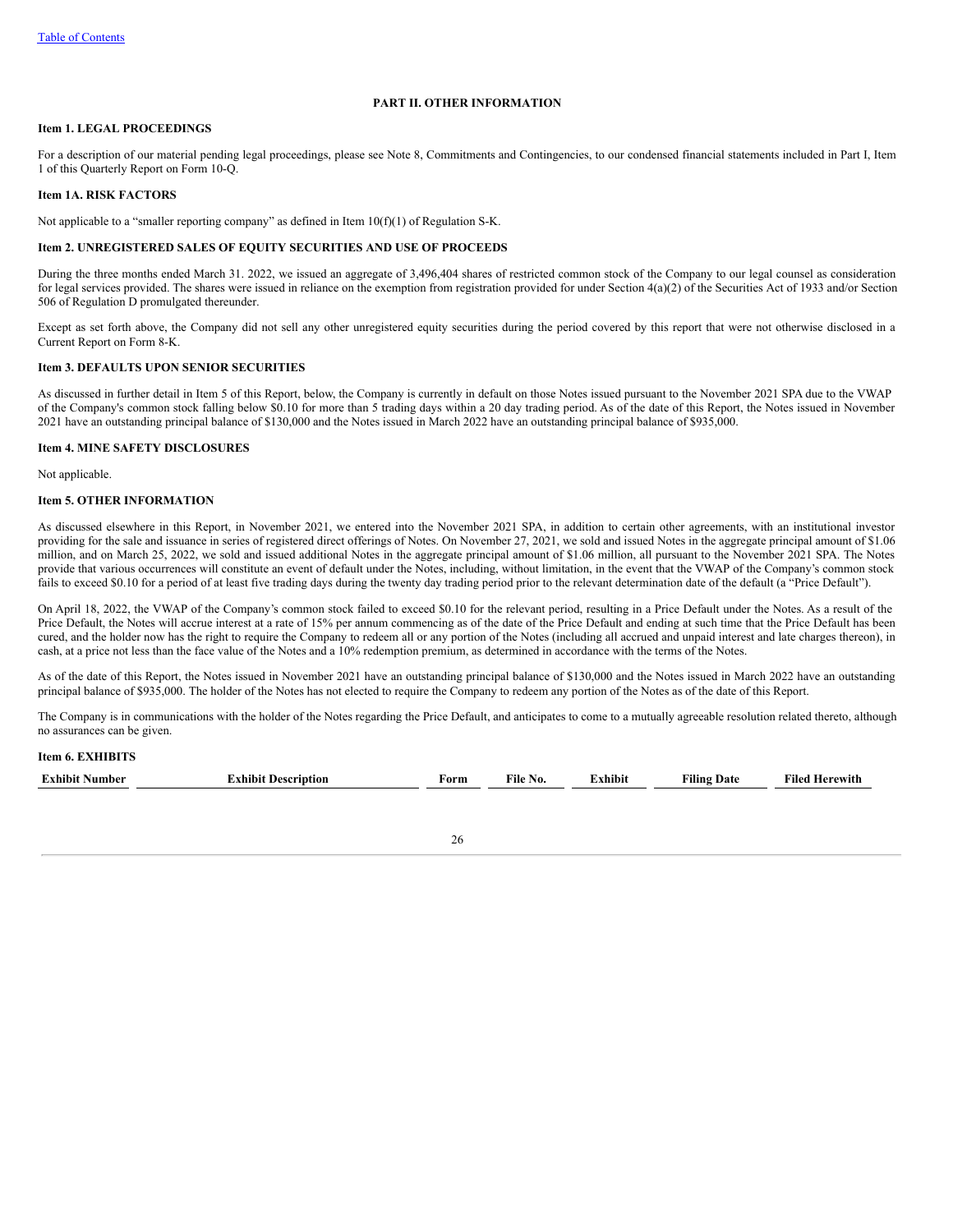[Table of Contents](#)

## PART II. OTHER INFORMATION

### Item 1. LEGAL PROCEEDINGS

For a description of our material pending legal proceedings, please see Note 8, Commitments and Contingencies, to our condensed financial statements included in Part I, Item 1 of this Quarterly Report on Form 10-Q.

### Item 1A. RISK FACTORS

Not applicable to a "smaller reporting company" as defined in Item 10(f)(1) of Regulation S-K.

### Item 2. UNREGISTERED SALES OF EQUITY SECURITIES AND USE OF PROCEEDS

During the three months ended March 31. 2022, we issued an aggregate of 3,496,404 shares of restricted common stock of the Company to our legal counsel as consideration for legal services provided. The shares were issued in reliance on the exemption from registration provided for under Section 4(a)(2) of the Securities Act of 1933 and/or Section 506 of Regulation D promulgated thereunder.

Except as set forth above, the Company did not sell any other unregistered equity securities during the period covered by this report that were not otherwise disclosed in a Current Report on Form 8-K.

### Item 3. DEFAULTS UPON SENIOR SECURITIES

As discussed in further detail in Item 5 of this Report, below, the Company is currently in default on those Notes issued pursuant to the November 2021 SPA due to the VWAP of the Company's common stock falling below $0.10 for more than 5 trading days within a 20 day trading period. As of the date of this Report, the Notes issued in November 2021 have an outstanding principal balance of $130,000 and the Notes issued in March 2022 have an outstanding principal balance of $935,000.

### Item 4. MINE SAFETY DISCLOSURES

Not applicable.

### Item 5. OTHER INFORMATION

As discussed elsewhere in this Report, in November 2021, we entered into the November 2021 SPA, in addition to certain other agreements, with an institutional investor providing for the sale and issuance in series of registered direct offerings of Notes. On November 27, 2021, we sold and issued Notes in the aggregate principal amount of $1.06 million, and on March 25, 2022, we sold and issued additional Notes in the aggregate principal amount of $1.06 million, all pursuant to the November 2021 SPA. The Notes provide that various occurrences will constitute an event of default under the Notes, including, without limitation, in the event that the VWAP of the Company's common stock fails to exceed $0.10 for a period of at least five trading days during the twenty day trading period prior to the relevant determination date of the default (a "Price Default").

On April 18, 2022, the VWAP of the Company's common stock failed to exceed $0.10 for the relevant period, resulting in a Price Default under the Notes. As a result of the Price Default, the Notes will accrue interest at a rate of 15% per annum commencing as of the date of the Price Default and ending at such time that the Price Default has been cured, and the holder now has the right to require the Company to redeem all or any portion of the Notes (including all accrued and unpaid interest and late charges thereon), in cash, at a price not less than the face value of the Notes and a 10% redemption premium, as determined in accordance with the terms of the Notes.

As of the date of this Report, the Notes issued in November 2021 have an outstanding principal balance of $130,000 and the Notes issued in March 2022 have an outstanding principal balance of $935,000. The holder of the Notes has not elected to require the Company to redeem any portion of the Notes as of the date of this Report.

The Company is in communications with the holder of the Notes regarding the Price Default, and anticipates to come to a mutually agreeable resolution related thereto, although no assurances can be given.

### Item 6. EXHIBITS

| Exhibit Number | Exhibit Description | Form | File No. | Exhibit | Filing Date | Filed Herewith |
|---|---|---|---|---|---|---|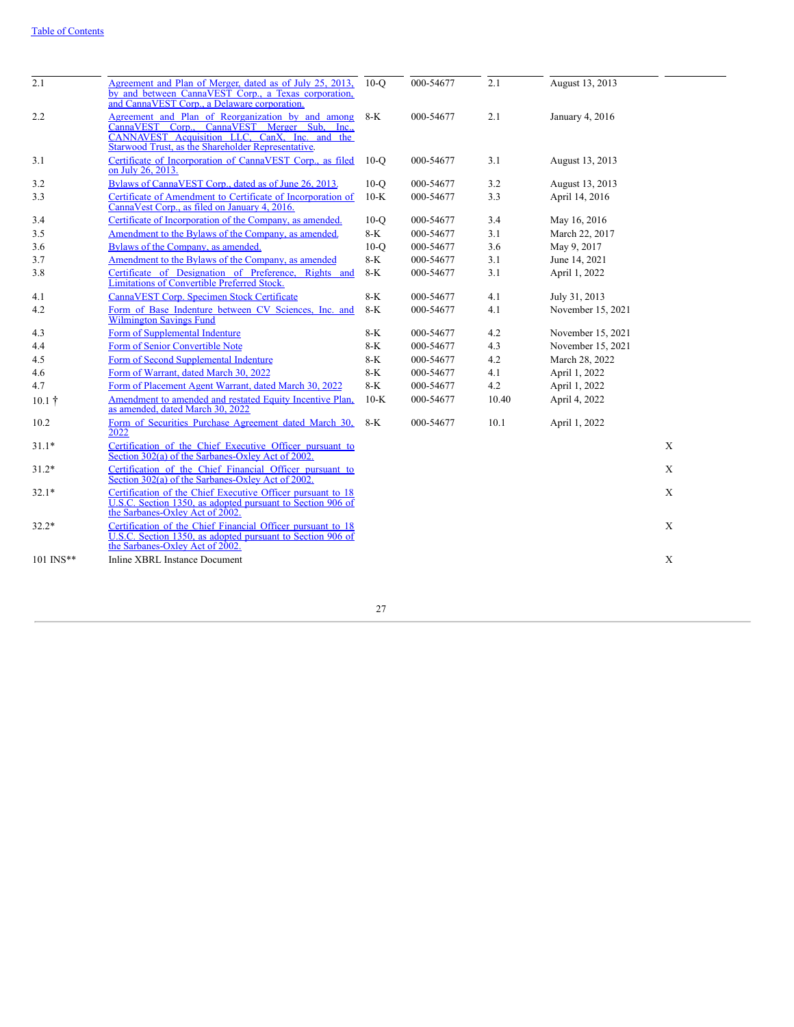| | | | | | | |
|---|---|---|---|---|---|---|
| 2.1 | Agreement and Plan of Merger, dated as of July 25, 2013, by and between CannaVEST Corp., a Texas corporation, and CannaVEST Corp., a Delaware corporation. | 10-Q | 000-54677 | 2.1 | August 13, 2013 | |
| 2.2 | Agreement and Plan of Reorganization by and among CannaVEST Corp., CannaVEST Merger Sub, Inc., CANNAVEST Acquisition LLC, CanX, Inc. and the Starwood Trust, as the Shareholder Representative. | 8-K | 000-54677 | 2.1 | January 4, 2016 | |
| 3.1 | Certificate of Incorporation of CannaVEST Corp., as filed on July 26, 2013. | 10-Q | 000-54677 | 3.1 | August 13, 2013 | |
| 3.2 | Bylaws of CannaVEST Corp., dated as of June 26, 2013. | 10-Q | 000-54677 | 3.2 | August 13, 2013 | |
| 3.3 | Certificate of Amendment to Certificate of Incorporation of CannaVest Corp., as filed on January 4, 2016. | 10-K | 000-54677 | 3.3 | April 14, 2016 | |
| 3.4 | Certificate of Incorporation of the Company, as amended. | 10-Q | 000-54677 | 3.4 | May 16, 2016 | |
| 3.5 | Amendment to the Bylaws of the Company, as amended. | 8-K | 000-54677 | 3.1 | March 22, 2017 | |
| 3.6 | Bylaws of the Company, as amended. | 10-Q | 000-54677 | 3.6 | May 9, 2017 | |
| 3.7 | Amendment to the Bylaws of the Company, as amended | 8-K | 000-54677 | 3.1 | June 14, 2021 | |
| 3.8 | Certificate of Designation of Preference, Rights and Limitations of Convertible Preferred Stock. | 8-K | 000-54677 | 3.1 | April 1, 2022 | |
| 4.1 | CannaVEST Corp. Specimen Stock Certificate | 8-K | 000-54677 | 4.1 | July 31, 2013 | |
| 4.2 | Form of Base Indenture between CV Sciences, Inc. and Wilmington Savings Fund | 8-K | 000-54677 | 4.1 | November 15, 2021 | |
| 4.3 | Form of Supplemental Indenture | 8-K | 000-54677 | 4.2 | November 15, 2021 | |
| 4.4 | Form of Senior Convertible Note | 8-K | 000-54677 | 4.3 | November 15, 2021 | |
| 4.5 | Form of Second Supplemental Indenture | 8-K | 000-54677 | 4.2 | March 28, 2022 | |
| 4.6 | Form of Warrant, dated March 30, 2022 | 8-K | 000-54677 | 4.1 | April 1, 2022 | |
| 4.7 | Form of Placement Agent Warrant, dated March 30, 2022 | 8-K | 000-54677 | 4.2 | April 1, 2022 | |
| 10.1 † | Amendment to amended and restated Equity Incentive Plan, as amended, dated March 30, 2022 | 10-K | 000-54677 | 10.40 | April 4, 2022 | |
| 10.2 | Form of Securities Purchase Agreement dated March 30, 2022 | 8-K | 000-54677 | 10.1 | April 1, 2022 | |
| 31.1* | Certification of the Chief Executive Officer pursuant to Section 302(a) of the Sarbanes-Oxley Act of 2002. | | | | | X |
| 31.2* | Certification of the Chief Financial Officer pursuant to Section 302(a) of the Sarbanes-Oxley Act of 2002. | | | | | X |
| 32.1* | Certification of the Chief Executive Officer pursuant to 18 U.S.C. Section 1350, as adopted pursuant to Section 906 of the Sarbanes-Oxley Act of 2002. | | | | | X |
| 32.2* | Certification of the Chief Financial Officer pursuant to 18 U.S.C. Section 1350, as adopted pursuant to Section 906 of the Sarbanes-Oxley Act of 2002. | | | | | X |
| 101 INS** | Inline XBRL Instance Document | | | | | X |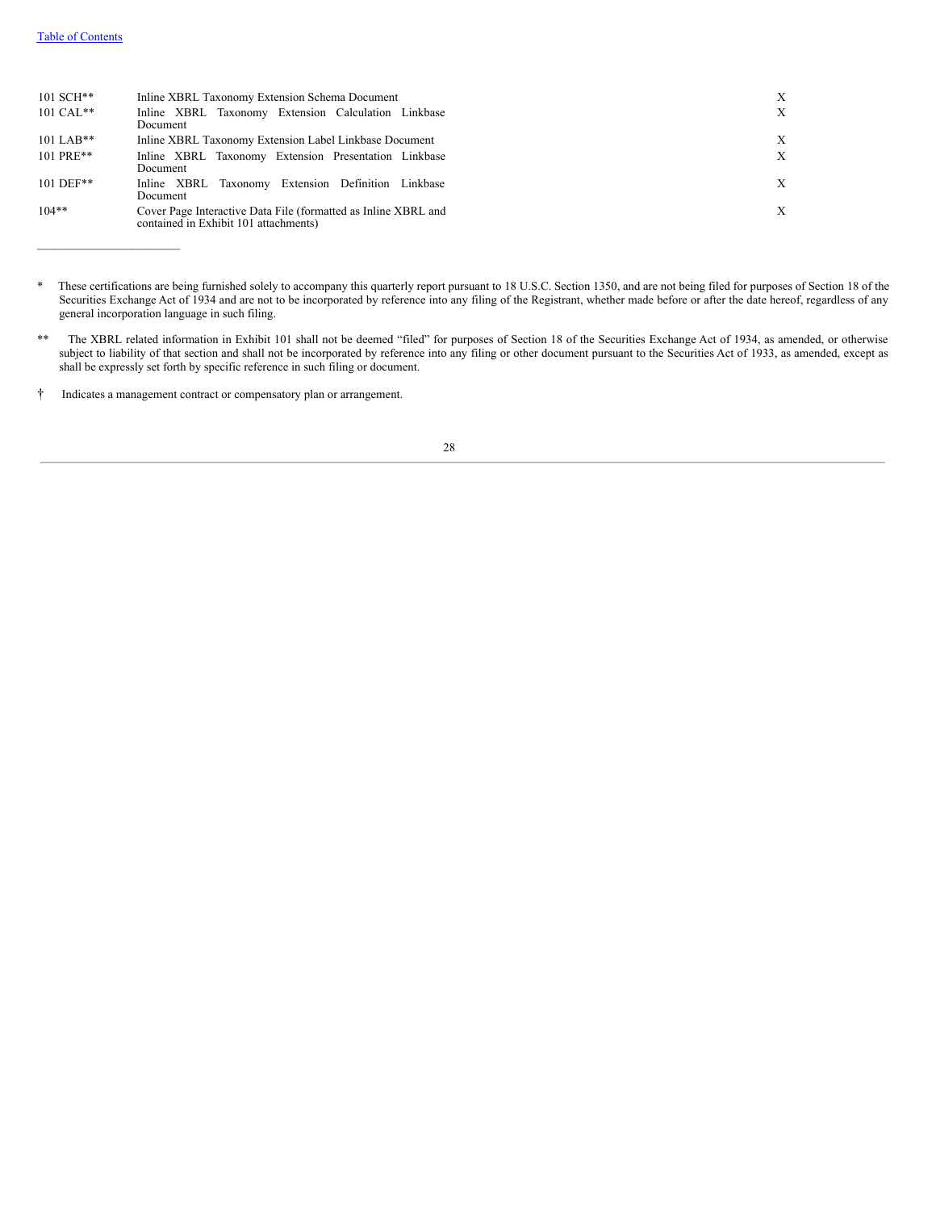| | | |
|---|---|---|
| 101 SCH** | Inline XBRL Taxonomy Extension Schema Document | X |
| 101 CAL** | Inline XBRL Taxonomy Extension Calculation Linkbase Document | X |
| 101 LAB** | Inline XBRL Taxonomy Extension Label Linkbase Document | X |
| 101 PRE** | Inline XBRL Taxonomy Extension Presentation Linkbase Document | X |
| 101 DEF** | Inline XBRL Taxonomy Extension Definition Linkbase Document | X |
| 104** | Cover Page Interactive Data File (formatted as Inline XBRL and contained in Exhibit 101 attachments) | X |

---

\* These certifications are being furnished solely to accompany this quarterly report pursuant to 18 U.S.C. Section 1350, and are not being filed for purposes of Section 18 of the Securities Exchange Act of 1934 and are not to be incorporated by reference into any filing of the Registrant, whether made before or after the date hereof, regardless of any general incorporation language in such filing.

\** The XBRL related information in Exhibit 101 shall not be deemed "filed" for purposes of Section 18 of the Securities Exchange Act of 1934, as amended, or otherwise subject to liability of that section and shall not be incorporated by reference into any filing or other document pursuant to the Securities Act of 1933, as amended, except as shall be expressly set forth by specific reference in such filing or document.

† Indicates a management contract or compensatory plan or arrangement.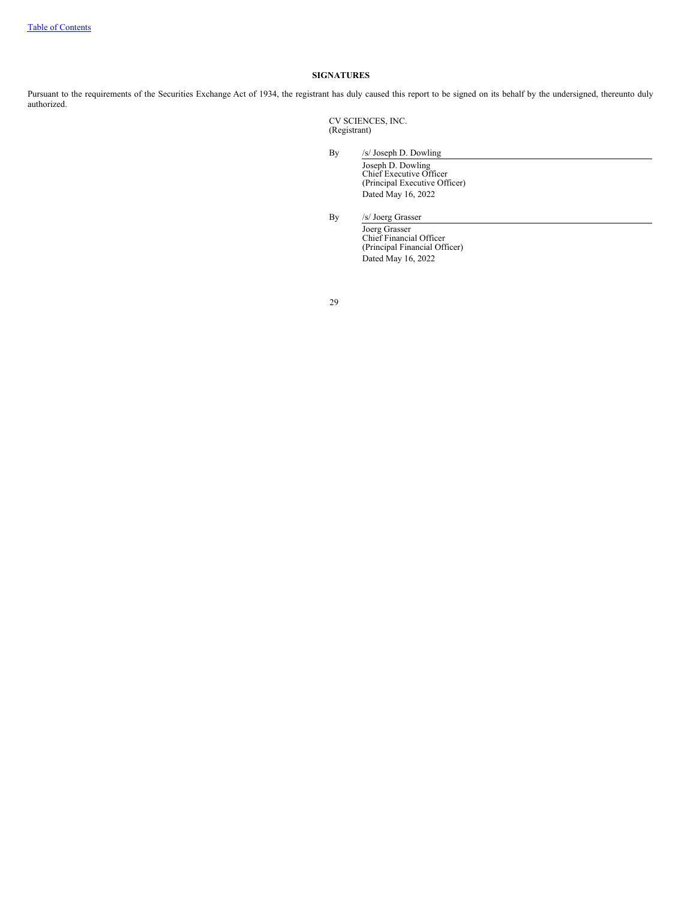## SIGNATURES

Pursuant to the requirements of the Securities Exchange Act of 1934, the registrant has duly caused this report to be signed on its behalf by the undersigned, thereunto duly authorized.

CV SCIENCES, INC.
(Registrant)

By /s/ Joseph D. Dowling

Joseph D. Dowling
Chief Executive Officer
(Principal Executive Officer)
Dated May 16, 2022

By /s/ Joerg Grasser

Joerg Grasser
Chief Financial Officer
(Principal Financial Officer)
Dated May 16, 2022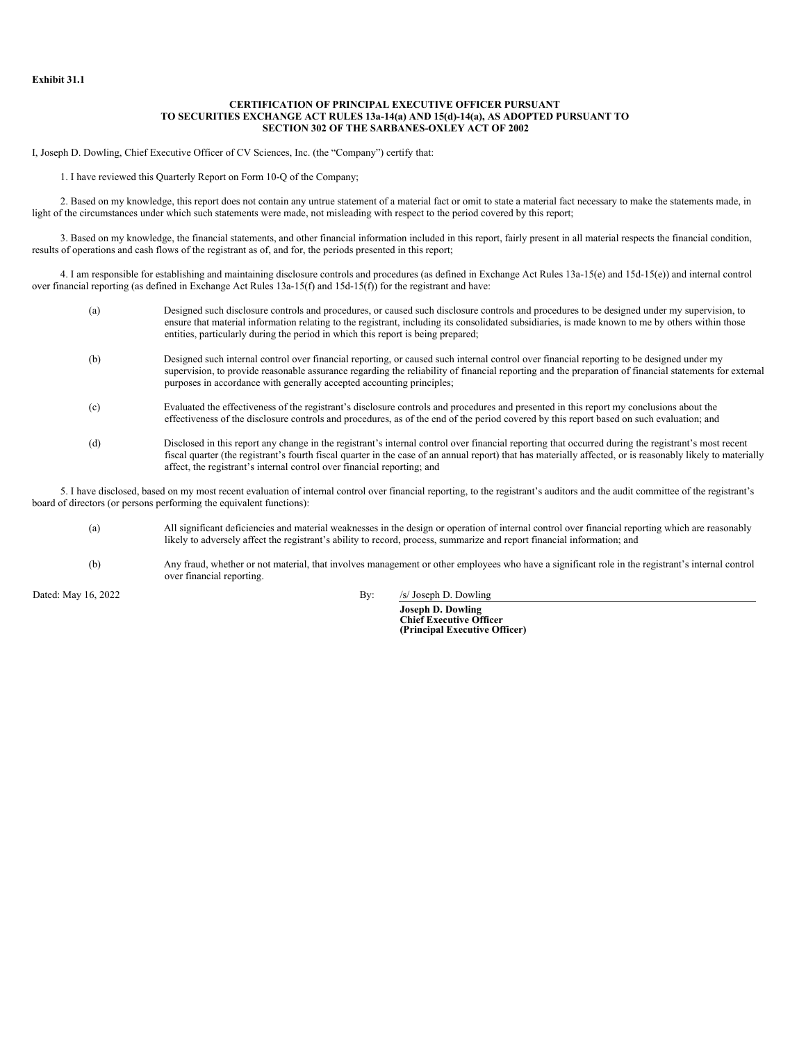**Exhibit 31.1**

**CERTIFICATION OF PRINCIPAL EXECUTIVE OFFICER PURSUANT TO SECURITIES EXCHANGE ACT RULES 13a-14(a) AND 15(d)-14(a), AS ADOPTED PURSUANT TO SECTION 302 OF THE SARBANES-OXLEY ACT OF 2002**

I, Joseph D. Dowling, Chief Executive Officer of CV Sciences, Inc. (the "Company") certify that:

1. I have reviewed this Quarterly Report on Form 10-Q of the Company;

2. Based on my knowledge, this report does not contain any untrue statement of a material fact or omit to state a material fact necessary to make the statements made, in light of the circumstances under which such statements were made, not misleading with respect to the period covered by this report;

3. Based on my knowledge, the financial statements, and other financial information included in this report, fairly present in all material respects the financial condition, results of operations and cash flows of the registrant as of, and for, the periods presented in this report;

4. I am responsible for establishing and maintaining disclosure controls and procedures (as defined in Exchange Act Rules 13a-15(e) and 15d-15(e)) and internal control over financial reporting (as defined in Exchange Act Rules 13a-15(f) and 15d-15(f)) for the registrant and have:

(a) Designed such disclosure controls and procedures, or caused such disclosure controls and procedures to be designed under my supervision, to ensure that material information relating to the registrant, including its consolidated subsidiaries, is made known to me by others within those entities, particularly during the period in which this report is being prepared;

(b) Designed such internal control over financial reporting, or caused such internal control over financial reporting to be designed under my supervision, to provide reasonable assurance regarding the reliability of financial reporting and the preparation of financial statements for external purposes in accordance with generally accepted accounting principles;

(c) Evaluated the effectiveness of the registrant's disclosure controls and procedures and presented in this report my conclusions about the effectiveness of the disclosure controls and procedures, as of the end of the period covered by this report based on such evaluation; and

(d) Disclosed in this report any change in the registrant's internal control over financial reporting that occurred during the registrant's most recent fiscal quarter (the registrant's fourth fiscal quarter in the case of an annual report) that has materially affected, or is reasonably likely to materially affect, the registrant's internal control over financial reporting; and

5. I have disclosed, based on my most recent evaluation of internal control over financial reporting, to the registrant's auditors and the audit committee of the registrant's board of directors (or persons performing the equivalent functions):

(a) All significant deficiencies and material weaknesses in the design or operation of internal control over financial reporting which are reasonably likely to adversely affect the registrant's ability to record, process, summarize and report financial information; and

(b) Any fraud, whether or not material, that involves management or other employees who have a significant role in the registrant's internal control over financial reporting.

Dated: May 16, 2022

By: /s/ Joseph D. Dowling

**Joseph D. Dowling**
**Chief Executive Officer**
**(Principal Executive Officer)**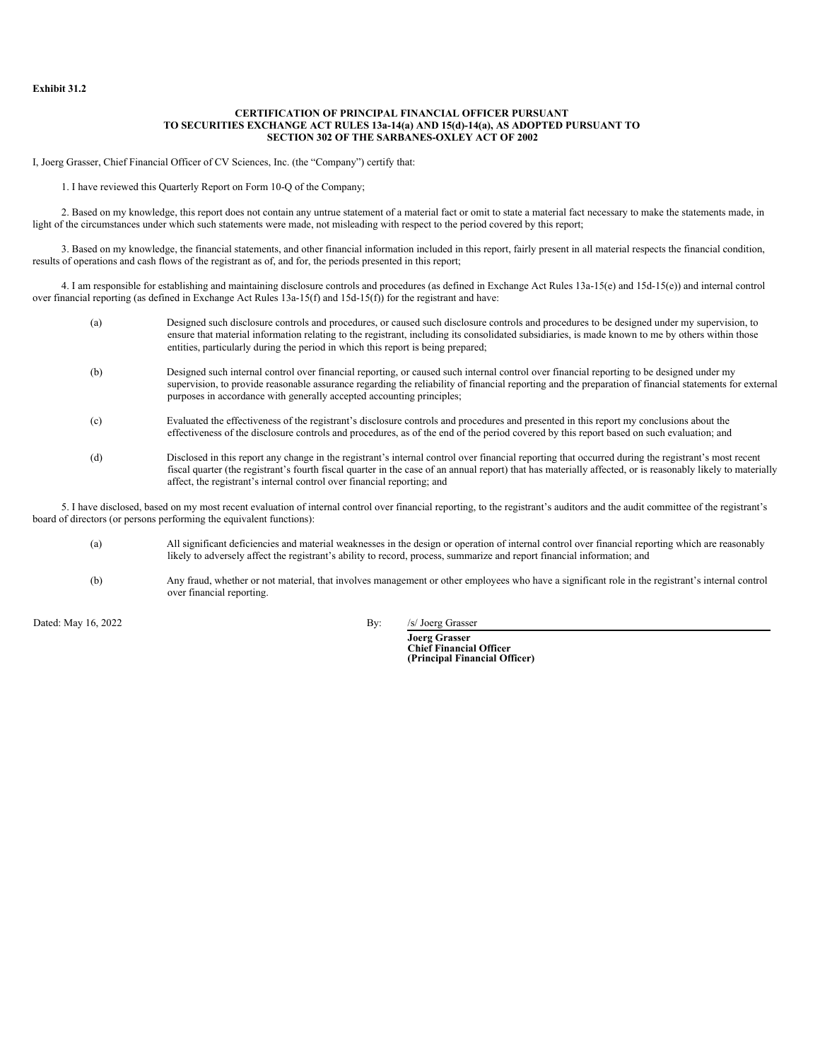**Exhibit 31.2**

**CERTIFICATION OF PRINCIPAL FINANCIAL OFFICER PURSUANT TO SECURITIES EXCHANGE ACT RULES 13a-14(a) AND 15(d)-14(a), AS ADOPTED PURSUANT TO SECTION 302 OF THE SARBANES-OXLEY ACT OF 2002**

I, Joerg Grasser, Chief Financial Officer of CV Sciences, Inc. (the "Company") certify that:

1. I have reviewed this Quarterly Report on Form 10-Q of the Company;

2. Based on my knowledge, this report does not contain any untrue statement of a material fact or omit to state a material fact necessary to make the statements made, in light of the circumstances under which such statements were made, not misleading with respect to the period covered by this report;

3. Based on my knowledge, the financial statements, and other financial information included in this report, fairly present in all material respects the financial condition, results of operations and cash flows of the registrant as of, and for, the periods presented in this report;

4. I am responsible for establishing and maintaining disclosure controls and procedures (as defined in Exchange Act Rules 13a-15(e) and 15d-15(e)) and internal control over financial reporting (as defined in Exchange Act Rules 13a-15(f) and 15d-15(f)) for the registrant and have:

(a) Designed such disclosure controls and procedures, or caused such disclosure controls and procedures to be designed under my supervision, to ensure that material information relating to the registrant, including its consolidated subsidiaries, is made known to me by others within those entities, particularly during the period in which this report is being prepared;

(b) Designed such internal control over financial reporting, or caused such internal control over financial reporting to be designed under my supervision, to provide reasonable assurance regarding the reliability of financial reporting and the preparation of financial statements for external purposes in accordance with generally accepted accounting principles;

(c) Evaluated the effectiveness of the registrant's disclosure controls and procedures and presented in this report my conclusions about the effectiveness of the disclosure controls and procedures, as of the end of the period covered by this report based on such evaluation; and

(d) Disclosed in this report any change in the registrant's internal control over financial reporting that occurred during the registrant's most recent fiscal quarter (the registrant's fourth fiscal quarter in the case of an annual report) that has materially affected, or is reasonably likely to materially affect, the registrant's internal control over financial reporting; and

5. I have disclosed, based on my most recent evaluation of internal control over financial reporting, to the registrant's auditors and the audit committee of the registrant's board of directors (or persons performing the equivalent functions):

(a) All significant deficiencies and material weaknesses in the design or operation of internal control over financial reporting which are reasonably likely to adversely affect the registrant's ability to record, process, summarize and report financial information; and

(b) Any fraud, whether or not material, that involves management or other employees who have a significant role in the registrant's internal control over financial reporting.

Dated: May 16, 2022

By: /s/ Joerg Grasser

**Joerg Grasser**
**Chief Financial Officer**
**(Principal Financial Officer)**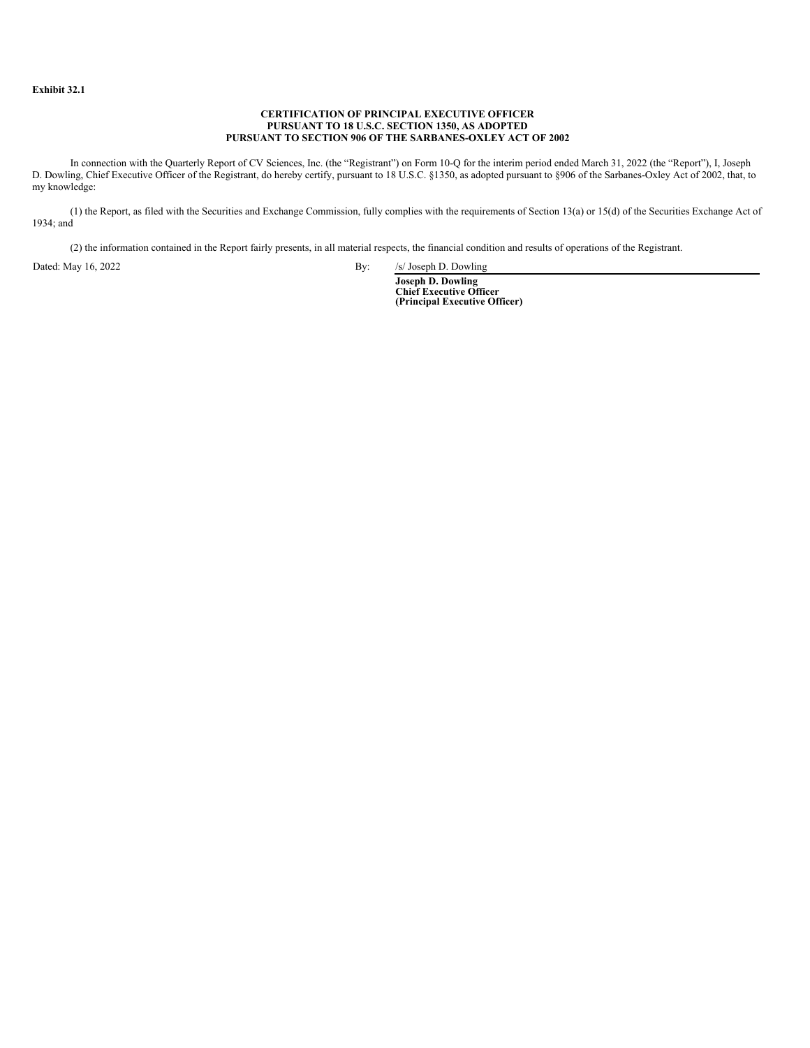**Exhibit 32.1**

**CERTIFICATION OF PRINCIPAL EXECUTIVE OFFICER**
**PURSUANT TO 18 U.S.C. SECTION 1350, AS ADOPTED**
**PURSUANT TO SECTION 906 OF THE SARBANES-OXLEY ACT OF 2002**

In connection with the Quarterly Report of CV Sciences, Inc. (the "Registrant") on Form 10-Q for the interim period ended March 31, 2022 (the "Report"), I, Joseph D. Dowling, Chief Executive Officer of the Registrant, do hereby certify, pursuant to 18 U.S.C. §1350, as adopted pursuant to §906 of the Sarbanes-Oxley Act of 2002, that, to my knowledge:

(1) the Report, as filed with the Securities and Exchange Commission, fully complies with the requirements of Section 13(a) or 15(d) of the Securities Exchange Act of 1934; and

(2) the information contained in the Report fairly presents, in all material respects, the financial condition and results of operations of the Registrant.

Dated: May 16, 2022

By: /s/ Joseph D. Dowling

**Joseph D. Dowling**
**Chief Executive Officer**
**(Principal Executive Officer)**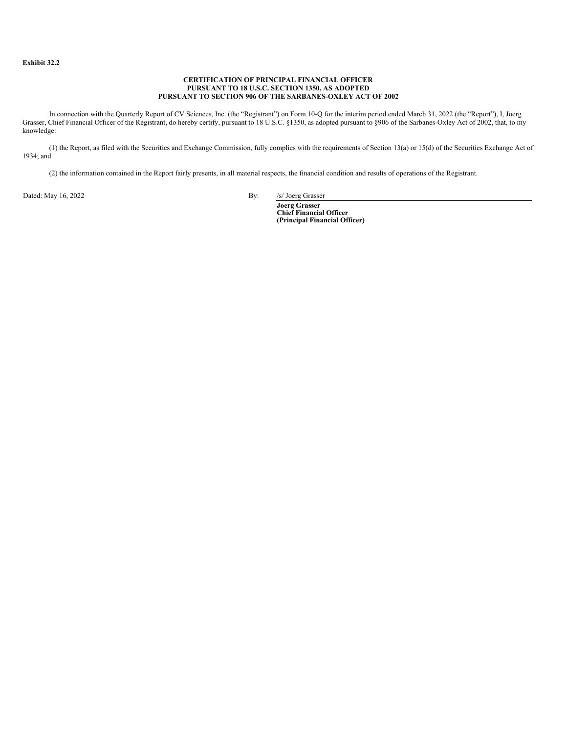**Exhibit 32.2**

**CERTIFICATION OF PRINCIPAL FINANCIAL OFFICER**
**PURSUANT TO 18 U.S.C. SECTION 1350, AS ADOPTED**
**PURSUANT TO SECTION 906 OF THE SARBANES-OXLEY ACT OF 2002**

In connection with the Quarterly Report of CV Sciences, Inc. (the "Registrant") on Form 10-Q for the interim period ended March 31, 2022 (the "Report"), I, Joerg Grasser, Chief Financial Officer of the Registrant, do hereby certify, pursuant to 18 U.S.C. §1350, as adopted pursuant to §906 of the Sarbanes-Oxley Act of 2002, that, to my knowledge:

(1) the Report, as filed with the Securities and Exchange Commission, fully complies with the requirements of Section 13(a) or 15(d) of the Securities Exchange Act of 1934; and

(2) the information contained in the Report fairly presents, in all material respects, the financial condition and results of operations of the Registrant.

Dated: May 16, 2022

By: /s/ Joerg Grasser

**Joerg Grasser**
**Chief Financial Officer**
**(Principal Financial Officer)**